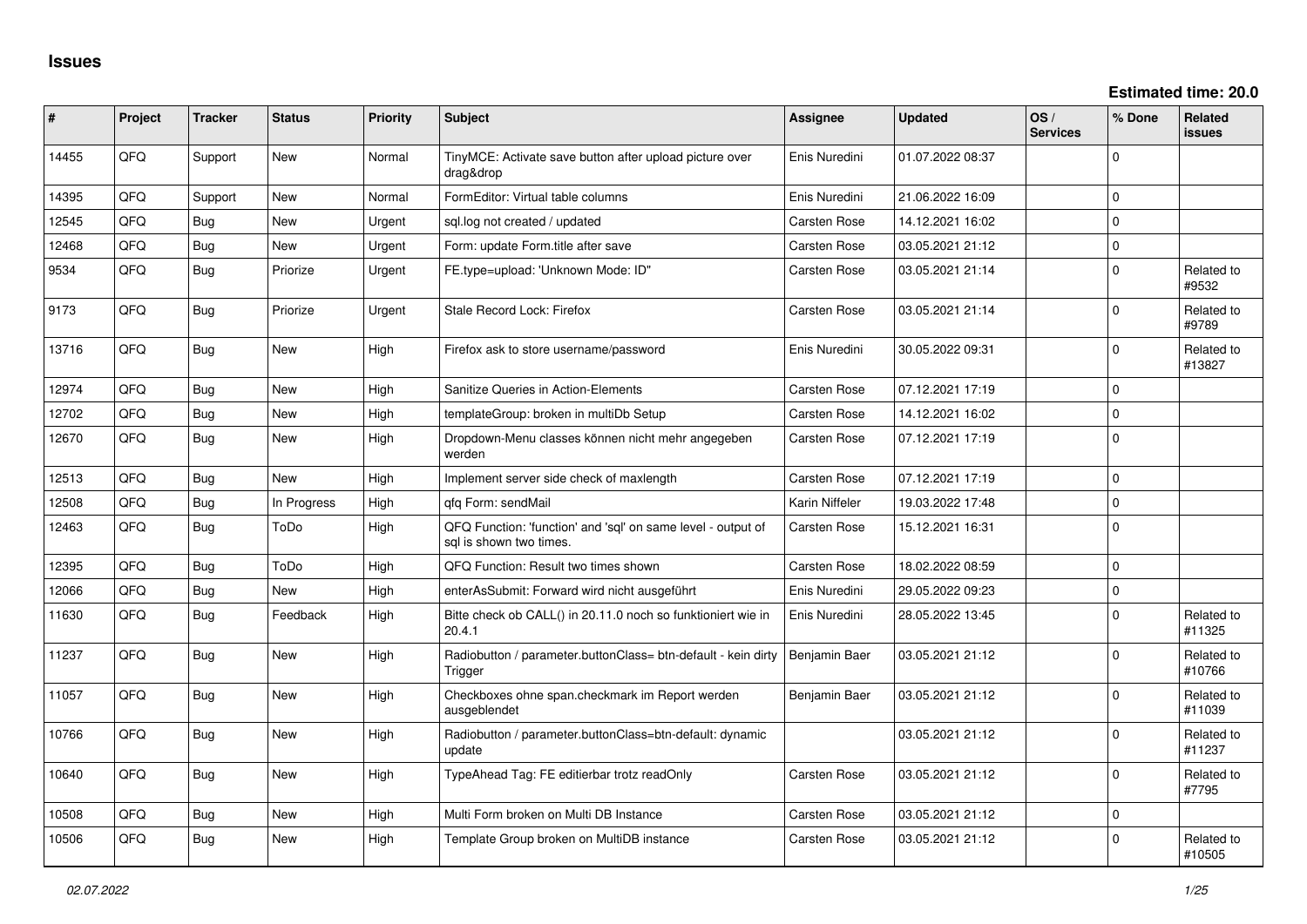# Issues

**Estimated time: 20.0**

| # | Project | Tracker | Status | Priority | Subject | Assignee | Updated | OS / Services | % Done | Related issues |
|---|---|---|---|---|---|---|---|---|---|---|
| 14455 | QFQ | Support | New | Normal | TinyMCE: Activate save button after upload picture over drag&drop | Enis Nuredini | 01.07.2022 08:37 | | 0 | |
| 14395 | QFQ | Support | New | Normal | FormEditor: Virtual table columns | Enis Nuredini | 21.06.2022 16:09 | | 0 | |
| 12545 | QFQ | Bug | New | Urgent | sql.log not created / updated | Carsten Rose | 14.12.2021 16:02 | | 0 | |
| 12468 | QFQ | Bug | New | Urgent | Form: update Form.title after save | Carsten Rose | 03.05.2021 21:12 | | 0 | |
| 9534 | QFQ | Bug | Priorize | Urgent | FE.type=upload: 'Unknown Mode: ID" | Carsten Rose | 03.05.2021 21:14 | | 0 | Related to #9532 |
| 9173 | QFQ | Bug | Priorize | Urgent | Stale Record Lock: Firefox | Carsten Rose | 03.05.2021 21:14 | | 0 | Related to #9789 |
| 13716 | QFQ | Bug | New | High | Firefox ask to store username/password | Enis Nuredini | 30.05.2022 09:31 | | 0 | Related to #13827 |
| 12974 | QFQ | Bug | New | High | Sanitize Queries in Action-Elements | Carsten Rose | 07.12.2021 17:19 | | 0 | |
| 12702 | QFQ | Bug | New | High | templateGroup: broken in multiDb Setup | Carsten Rose | 14.12.2021 16:02 | | 0 | |
| 12670 | QFQ | Bug | New | High | Dropdown-Menu classes können nicht mehr angegeben werden | Carsten Rose | 07.12.2021 17:19 | | 0 | |
| 12513 | QFQ | Bug | New | High | Implement server side check of maxlength | Carsten Rose | 07.12.2021 17:19 | | 0 | |
| 12508 | QFQ | Bug | In Progress | High | qfq Form: sendMail | Karin Niffeler | 19.03.2022 17:48 | | 0 | |
| 12463 | QFQ | Bug | ToDo | High | QFQ Function: 'function' and 'sql' on same level - output of sql is shown two times. | Carsten Rose | 15.12.2021 16:31 | | 0 | |
| 12395 | QFQ | Bug | ToDo | High | QFQ Function: Result two times shown | Carsten Rose | 18.02.2022 08:59 | | 0 | |
| 12066 | QFQ | Bug | New | High | enterAsSubmit: Forward wird nicht ausgeführt | Enis Nuredini | 29.05.2022 09:23 | | 0 | |
| 11630 | QFQ | Bug | Feedback | High | Bitte check ob CALL() in 20.11.0 noch so funktioniert wie in 20.4.1 | Enis Nuredini | 28.05.2022 13:45 | | 0 | Related to #11325 |
| 11237 | QFQ | Bug | New | High | Radiobutton / parameter.buttonClass= btn-default - kein dirty Trigger | Benjamin Baer | 03.05.2021 21:12 | | 0 | Related to #10766 |
| 11057 | QFQ | Bug | New | High | Checkboxes ohne span.checkmark im Report werden ausgeblendet | Benjamin Baer | 03.05.2021 21:12 | | 0 | Related to #11039 |
| 10766 | QFQ | Bug | New | High | Radiobutton / parameter.buttonClass=btn-default: dynamic update | | 03.05.2021 21:12 | | 0 | Related to #11237 |
| 10640 | QFQ | Bug | New | High | TypeAhead Tag: FE editierbar trotz readOnly | Carsten Rose | 03.05.2021 21:12 | | 0 | Related to #7795 |
| 10508 | QFQ | Bug | New | High | Multi Form broken on Multi DB Instance | Carsten Rose | 03.05.2021 21:12 | | 0 | |
| 10506 | QFQ | Bug | New | High | Template Group broken on MultiDB instance | Carsten Rose | 03.05.2021 21:12 | | 0 | Related to #10505 |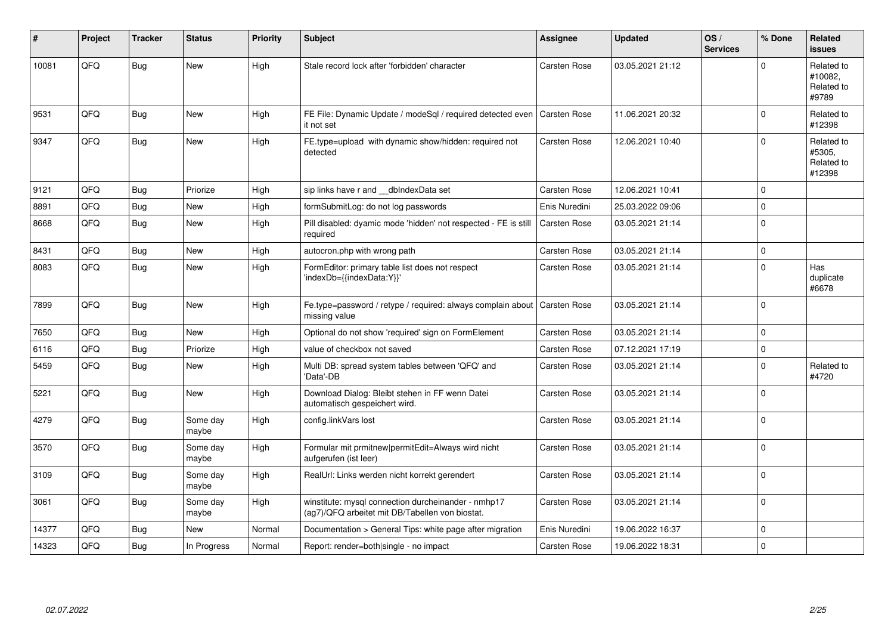| # | Project | Tracker | Status | Priority | Subject | Assignee | Updated | OS / Services | % Done | Related issues |
|---|---|---|---|---|---|---|---|---|---|---|
| 10081 | QFQ | Bug | New | High | Stale record lock after 'forbidden' character | Carsten Rose | 03.05.2021 21:12 | | 0 | Related to #10082, Related to #9789 |
| 9531 | QFQ | Bug | New | High | FE File: Dynamic Update / modeSql / required detected even it not set | Carsten Rose | 11.06.2021 20:32 | | 0 | Related to #12398 |
| 9347 | QFQ | Bug | New | High | FE.type=upload with dynamic show/hidden: required not detected | Carsten Rose | 12.06.2021 10:40 | | 0 | Related to #5305, Related to #12398 |
| 9121 | QFQ | Bug | Priorize | High | sip links have r and __dbIndexData set | Carsten Rose | 12.06.2021 10:41 | | 0 | |
| 8891 | QFQ | Bug | New | High | formSubmitLog: do not log passwords | Enis Nuredini | 25.03.2022 09:06 | | 0 | |
| 8668 | QFQ | Bug | New | High | Pill disabled: dyamic mode 'hidden' not respected - FE is still required | Carsten Rose | 03.05.2021 21:14 | | 0 | |
| 8431 | QFQ | Bug | New | High | autocron.php with wrong path | Carsten Rose | 03.05.2021 21:14 | | 0 | |
| 8083 | QFQ | Bug | New | High | FormEditor: primary table list does not respect 'indexDb={{indexData:Y}}' | Carsten Rose | 03.05.2021 21:14 | | 0 | Has duplicate #6678 |
| 7899 | QFQ | Bug | New | High | Fe.type=password / retype / required: always complain about missing value | Carsten Rose | 03.05.2021 21:14 | | 0 | |
| 7650 | QFQ | Bug | New | High | Optional do not show 'required' sign on FormElement | Carsten Rose | 03.05.2021 21:14 | | 0 | |
| 6116 | QFQ | Bug | Priorize | High | value of checkbox not saved | Carsten Rose | 07.12.2021 17:19 | | 0 | |
| 5459 | QFQ | Bug | New | High | Multi DB: spread system tables between 'QFQ' and 'Data'-DB | Carsten Rose | 03.05.2021 21:14 | | 0 | Related to #4720 |
| 5221 | QFQ | Bug | New | High | Download Dialog: Bleibt stehen in FF wenn Datei automatisch gespeichert wird. | Carsten Rose | 03.05.2021 21:14 | | 0 | |
| 4279 | QFQ | Bug | Some day maybe | High | config.linkVars lost | Carsten Rose | 03.05.2021 21:14 | | 0 | |
| 3570 | QFQ | Bug | Some day maybe | High | Formular mit prmitnew\|permitEdit=Always wird nicht aufgerufen (ist leer) | Carsten Rose | 03.05.2021 21:14 | | 0 | |
| 3109 | QFQ | Bug | Some day maybe | High | RealUrl: Links werden nicht korrekt gerendert | Carsten Rose | 03.05.2021 21:14 | | 0 | |
| 3061 | QFQ | Bug | Some day maybe | High | winstitute: mysql connection durcheinander - nmhp17 (ag7)/QFQ arbeitet mit DB/Tabellen von biostat. | Carsten Rose | 03.05.2021 21:14 | | 0 | |
| 14377 | QFQ | Bug | New | Normal | Documentation > General Tips: white page after migration | Enis Nuredini | 19.06.2022 16:37 | | 0 | |
| 14323 | QFQ | Bug | In Progress | Normal | Report: render=both\|single - no impact | Carsten Rose | 19.06.2022 18:31 | | 0 | |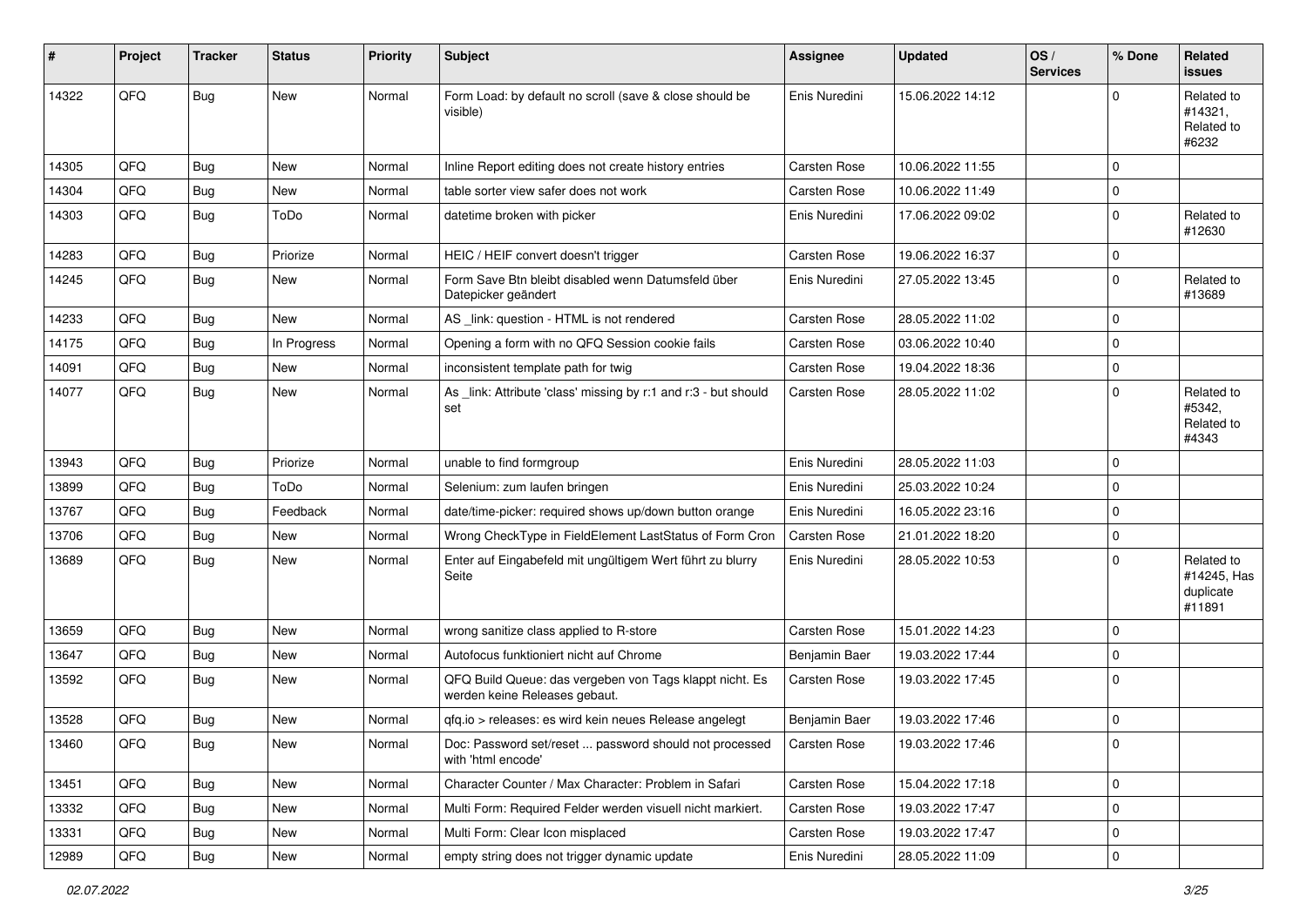| # | Project | Tracker | Status | Priority | Subject | Assignee | Updated | OS / Services | % Done | Related issues |
|---|---|---|---|---|---|---|---|---|---|---|
| 14322 | QFQ | Bug | New | Normal | Form Load: by default no scroll (save & close should be visible) | Enis Nuredini | 15.06.2022 14:12 | | 0 | Related to #14321, Related to #6232 |
| 14305 | QFQ | Bug | New | Normal | Inline Report editing does not create history entries | Carsten Rose | 10.06.2022 11:55 | | 0 | |
| 14304 | QFQ | Bug | New | Normal | table sorter view safer does not work | Carsten Rose | 10.06.2022 11:49 | | 0 | |
| 14303 | QFQ | Bug | ToDo | Normal | datetime broken with picker | Enis Nuredini | 17.06.2022 09:02 | | 0 | Related to #12630 |
| 14283 | QFQ | Bug | Priorize | Normal | HEIC / HEIF convert doesn't trigger | Carsten Rose | 19.06.2022 16:37 | | 0 | |
| 14245 | QFQ | Bug | New | Normal | Form Save Btn bleibt disabled wenn Datumsfeld über Datepicker geändert | Enis Nuredini | 27.05.2022 13:45 | | 0 | Related to #13689 |
| 14233 | QFQ | Bug | New | Normal | AS _link: question - HTML is not rendered | Carsten Rose | 28.05.2022 11:02 | | 0 | |
| 14175 | QFQ | Bug | In Progress | Normal | Opening a form with no QFQ Session cookie fails | Carsten Rose | 03.06.2022 10:40 | | 0 | |
| 14091 | QFQ | Bug | New | Normal | inconsistent template path for twig | Carsten Rose | 19.04.2022 18:36 | | 0 | |
| 14077 | QFQ | Bug | New | Normal | As _link: Attribute 'class' missing by r:1 and r:3 - but should set | Carsten Rose | 28.05.2022 11:02 | | 0 | Related to #5342, Related to #4343 |
| 13943 | QFQ | Bug | Priorize | Normal | unable to find formgroup | Enis Nuredini | 28.05.2022 11:03 | | 0 | |
| 13899 | QFQ | Bug | ToDo | Normal | Selenium: zum laufen bringen | Enis Nuredini | 25.03.2022 10:24 | | 0 | |
| 13767 | QFQ | Bug | Feedback | Normal | date/time-picker: required shows up/down button orange | Enis Nuredini | 16.05.2022 23:16 | | 0 | |
| 13706 | QFQ | Bug | New | Normal | Wrong CheckType in FieldElement LastStatus of Form Cron | Carsten Rose | 21.01.2022 18:20 | | 0 | |
| 13689 | QFQ | Bug | New | Normal | Enter auf Eingabefeld mit ungültigem Wert führt zu blurry Seite | Enis Nuredini | 28.05.2022 10:53 | | 0 | Related to #14245, Has duplicate #11891 |
| 13659 | QFQ | Bug | New | Normal | wrong sanitize class applied to R-store | Carsten Rose | 15.01.2022 14:23 | | 0 | |
| 13647 | QFQ | Bug | New | Normal | Autofocus funktioniert nicht auf Chrome | Benjamin Baer | 19.03.2022 17:44 | | 0 | |
| 13592 | QFQ | Bug | New | Normal | QFQ Build Queue: das vergeben von Tags klappt nicht. Es werden keine Releases gebaut. | Carsten Rose | 19.03.2022 17:45 | | 0 | |
| 13528 | QFQ | Bug | New | Normal | qfq.io > releases: es wird kein neues Release angelegt | Benjamin Baer | 19.03.2022 17:46 | | 0 | |
| 13460 | QFQ | Bug | New | Normal | Doc: Password set/reset ... password should not processed with 'html encode' | Carsten Rose | 19.03.2022 17:46 | | 0 | |
| 13451 | QFQ | Bug | New | Normal | Character Counter / Max Character: Problem in Safari | Carsten Rose | 15.04.2022 17:18 | | 0 | |
| 13332 | QFQ | Bug | New | Normal | Multi Form: Required Felder werden visuell nicht markiert. | Carsten Rose | 19.03.2022 17:47 | | 0 | |
| 13331 | QFQ | Bug | New | Normal | Multi Form: Clear Icon misplaced | Carsten Rose | 19.03.2022 17:47 | | 0 | |
| 12989 | QFQ | Bug | New | Normal | empty string does not trigger dynamic update | Enis Nuredini | 28.05.2022 11:09 | | 0 | |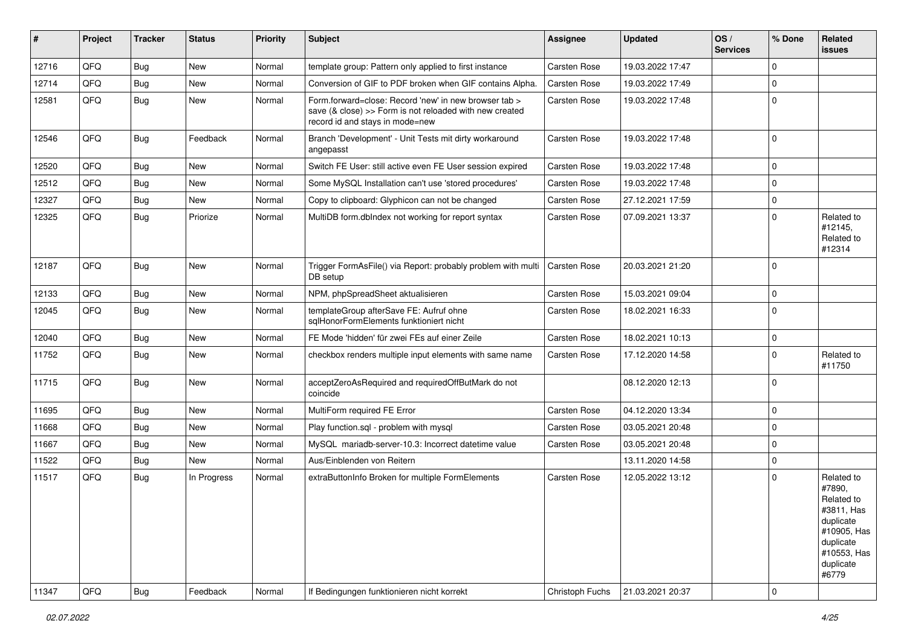| # | Project | Tracker | Status | Priority | Subject | Assignee | Updated | OS / Services | % Done | Related issues |
|---|---|---|---|---|---|---|---|---|---|---|
| 12716 | QFQ | Bug | New | Normal | template group: Pattern only applied to first instance | Carsten Rose | 19.03.2022 17:47 | | 0 | |
| 12714 | QFQ | Bug | New | Normal | Conversion of GIF to PDF broken when GIF contains Alpha. | Carsten Rose | 19.03.2022 17:49 | | 0 | |
| 12581 | QFQ | Bug | New | Normal | Form.forward=close: Record 'new' in new browser tab > save (& close) >> Form is not reloaded with new created record id and stays in mode=new | Carsten Rose | 19.03.2022 17:48 | | 0 | |
| 12546 | QFQ | Bug | Feedback | Normal | Branch 'Development' - Unit Tests mit dirty workaround angepasst | Carsten Rose | 19.03.2022 17:48 | | 0 | |
| 12520 | QFQ | Bug | New | Normal | Switch FE User: still active even FE User session expired | Carsten Rose | 19.03.2022 17:48 | | 0 | |
| 12512 | QFQ | Bug | New | Normal | Some MySQL Installation can't use 'stored procedures' | Carsten Rose | 19.03.2022 17:48 | | 0 | |
| 12327 | QFQ | Bug | New | Normal | Copy to clipboard: Glyphicon can not be changed | Carsten Rose | 27.12.2021 17:59 | | 0 | |
| 12325 | QFQ | Bug | Priorize | Normal | MultiDB form.dbIndex not working for report syntax | Carsten Rose | 07.09.2021 13:37 | | 0 | Related to #12145, Related to #12314 |
| 12187 | QFQ | Bug | New | Normal | Trigger FormAsFile() via Report: probably problem with multi DB setup | Carsten Rose | 20.03.2021 21:20 | | 0 | |
| 12133 | QFQ | Bug | New | Normal | NPM, phpSpreadSheet aktualisieren | Carsten Rose | 15.03.2021 09:04 | | 0 | |
| 12045 | QFQ | Bug | New | Normal | templateGroup afterSave FE: Aufruf ohne sqlHonorFormElements funktioniert nicht | Carsten Rose | 18.02.2021 16:33 | | 0 | |
| 12040 | QFQ | Bug | New | Normal | FE Mode 'hidden' für zwei FEs auf einer Zeile | Carsten Rose | 18.02.2021 10:13 | | 0 | |
| 11752 | QFQ | Bug | New | Normal | checkbox renders multiple input elements with same name | Carsten Rose | 17.12.2020 14:58 | | 0 | Related to #11750 |
| 11715 | QFQ | Bug | New | Normal | acceptZeroAsRequired and requiredOffButMark do not coincide | | 08.12.2020 12:13 | | 0 | |
| 11695 | QFQ | Bug | New | Normal | MultiForm required FE Error | Carsten Rose | 04.12.2020 13:34 | | 0 | |
| 11668 | QFQ | Bug | New | Normal | Play function.sql - problem with mysql | Carsten Rose | 03.05.2021 20:48 | | 0 | |
| 11667 | QFQ | Bug | New | Normal | MySQL mariadb-server-10.3: Incorrect datetime value | Carsten Rose | 03.05.2021 20:48 | | 0 | |
| 11522 | QFQ | Bug | New | Normal | Aus/Einblenden von Reitern | | 13.11.2020 14:58 | | 0 | |
| 11517 | QFQ | Bug | In Progress | Normal | extraButtonInfo Broken for multiple FormElements | Carsten Rose | 12.05.2022 13:12 | | 0 | Related to #7890, Related to #3811, Has duplicate #10905, Has duplicate #10553, Has duplicate #6779 |
| 11347 | QFQ | Bug | Feedback | Normal | If Bedingungen funktionieren nicht korrekt | Christoph Fuchs | 21.03.2021 20:37 | | 0 | |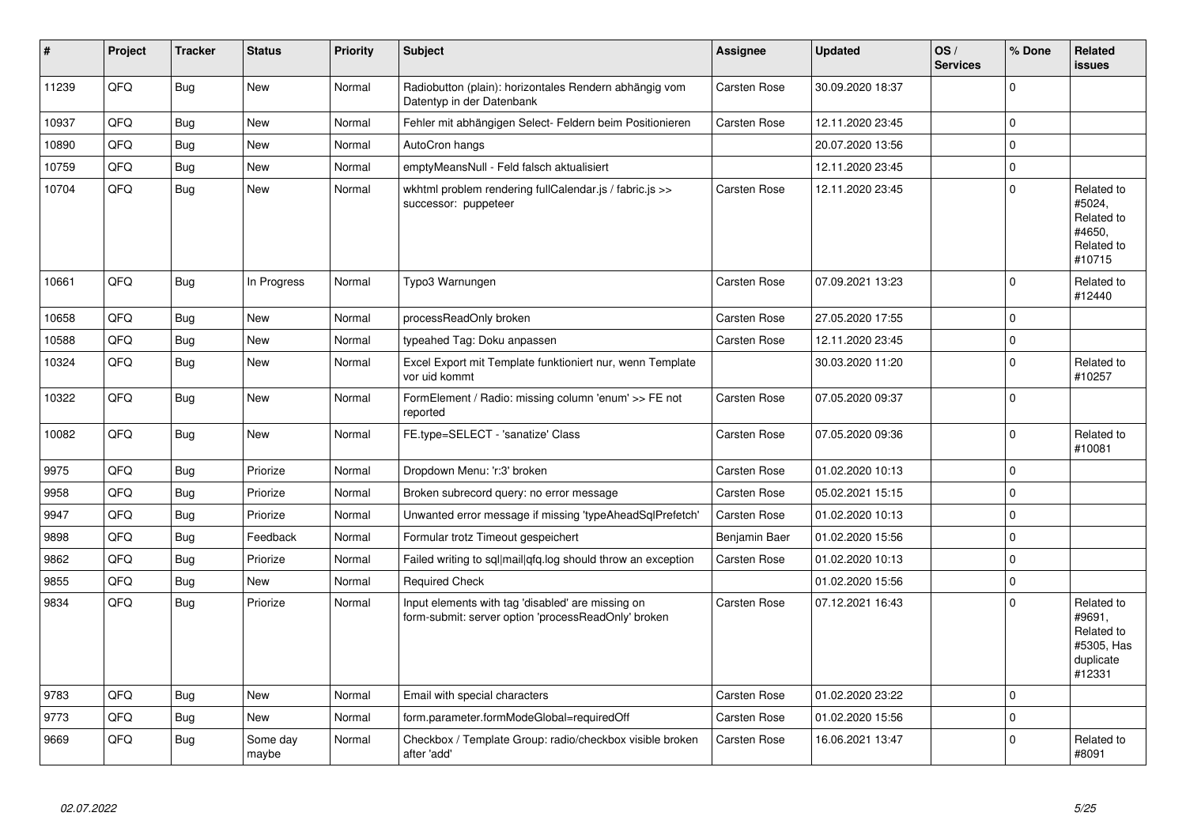| # | Project | Tracker | Status | Priority | Subject | Assignee | Updated | OS / Services | % Done | Related issues |
|---|---|---|---|---|---|---|---|---|---|---|
| 11239 | QFQ | Bug | New | Normal | Radiobutton (plain): horizontales Rendern abhängig vom Datentyp in der Datenbank | Carsten Rose | 30.09.2020 18:37 | | 0 | |
| 10937 | QFQ | Bug | New | Normal | Fehler mit abhängigen Select- Feldern beim Positionieren | Carsten Rose | 12.11.2020 23:45 | | 0 | |
| 10890 | QFQ | Bug | New | Normal | AutoCron hangs | | 20.07.2020 13:56 | | 0 | |
| 10759 | QFQ | Bug | New | Normal | emptyMeansNull - Feld falsch aktualisiert | | 12.11.2020 23:45 | | 0 | |
| 10704 | QFQ | Bug | New | Normal | wkhtml problem rendering fullCalendar.js / fabric.js >> successor: puppeteer | Carsten Rose | 12.11.2020 23:45 | | 0 | Related to #5024, Related to #4650, Related to #10715 |
| 10661 | QFQ | Bug | In Progress | Normal | Typo3 Warnungen | Carsten Rose | 07.09.2021 13:23 | | 0 | Related to #12440 |
| 10658 | QFQ | Bug | New | Normal | processReadOnly broken | Carsten Rose | 27.05.2020 17:55 | | 0 | |
| 10588 | QFQ | Bug | New | Normal | typeahed Tag: Doku anpassen | Carsten Rose | 12.11.2020 23:45 | | 0 | |
| 10324 | QFQ | Bug | New | Normal | Excel Export mit Template funktioniert nur, wenn Template vor uid kommt | | 30.03.2020 11:20 | | 0 | Related to #10257 |
| 10322 | QFQ | Bug | New | Normal | FormElement / Radio: missing column 'enum' >> FE not reported | Carsten Rose | 07.05.2020 09:37 | | 0 | |
| 10082 | QFQ | Bug | New | Normal | FE.type=SELECT - 'sanatize' Class | Carsten Rose | 07.05.2020 09:36 | | 0 | Related to #10081 |
| 9975 | QFQ | Bug | Priorize | Normal | Dropdown Menu: 'r:3' broken | Carsten Rose | 01.02.2020 10:13 | | 0 | |
| 9958 | QFQ | Bug | Priorize | Normal | Broken subrecord query: no error message | Carsten Rose | 05.02.2021 15:15 | | 0 | |
| 9947 | QFQ | Bug | Priorize | Normal | Unwanted error message if missing 'typeAheadSqlPrefetch' | Carsten Rose | 01.02.2020 10:13 | | 0 | |
| 9898 | QFQ | Bug | Feedback | Normal | Formular trotz Timeout gespeichert | Benjamin Baer | 01.02.2020 15:56 | | 0 | |
| 9862 | QFQ | Bug | Priorize | Normal | Failed writing to sql\|mail\|qfq.log should throw an exception | Carsten Rose | 01.02.2020 10:13 | | 0 | |
| 9855 | QFQ | Bug | New | Normal | Required Check | | 01.02.2020 15:56 | | 0 | |
| 9834 | QFQ | Bug | Priorize | Normal | Input elements with tag 'disabled' are missing on form-submit: server option 'processReadOnly' broken | Carsten Rose | 07.12.2021 16:43 | | 0 | Related to #9691, Related to #5305, Has duplicate #12331 |
| 9783 | QFQ | Bug | New | Normal | Email with special characters | Carsten Rose | 01.02.2020 23:22 | | 0 | |
| 9773 | QFQ | Bug | New | Normal | form.parameter.formModeGlobal=requiredOff | Carsten Rose | 01.02.2020 15:56 | | 0 | |
| 9669 | QFQ | Bug | Some day maybe | Normal | Checkbox / Template Group: radio/checkbox visible broken after 'add' | Carsten Rose | 16.06.2021 13:47 | | 0 | Related to #8091 |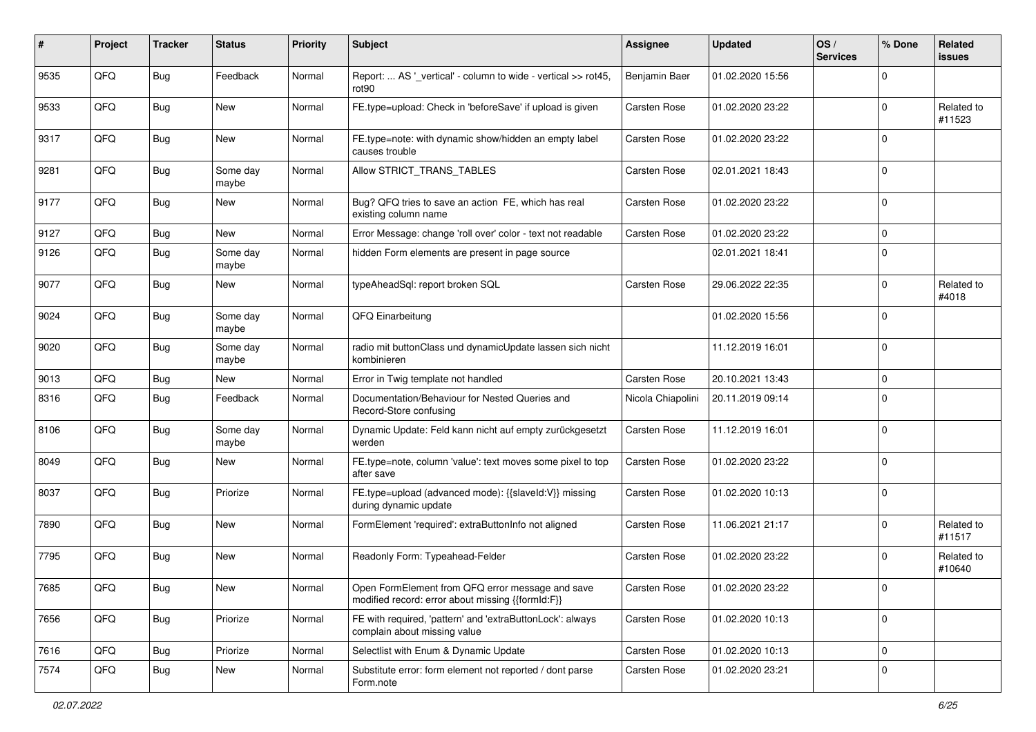| # | Project | Tracker | Status | Priority | Subject | Assignee | Updated | OS / Services | % Done | Related issues |
|---|---|---|---|---|---|---|---|---|---|---|
| 9535 | QFQ | Bug | Feedback | Normal | Report: ... AS '_vertical' - column to wide - vertical >> rot45, rot90 | Benjamin Baer | 01.02.2020 15:56 | | 0 | |
| 9533 | QFQ | Bug | New | Normal | FE.type=upload: Check in 'beforeSave' if upload is given | Carsten Rose | 01.02.2020 23:22 | | 0 | Related to #11523 |
| 9317 | QFQ | Bug | New | Normal | FE.type=note: with dynamic show/hidden an empty label causes trouble | Carsten Rose | 01.02.2020 23:22 | | 0 | |
| 9281 | QFQ | Bug | Some day maybe | Normal | Allow STRICT_TRANS_TABLES | Carsten Rose | 02.01.2021 18:43 | | 0 | |
| 9177 | QFQ | Bug | New | Normal | Bug? QFQ tries to save an action FE, which has real existing column name | Carsten Rose | 01.02.2020 23:22 | | 0 | |
| 9127 | QFQ | Bug | New | Normal | Error Message: change 'roll over' color - text not readable | Carsten Rose | 01.02.2020 23:22 | | 0 | |
| 9126 | QFQ | Bug | Some day maybe | Normal | hidden Form elements are present in page source | | 02.01.2021 18:41 | | 0 | |
| 9077 | QFQ | Bug | New | Normal | typeAheadSql: report broken SQL | Carsten Rose | 29.06.2022 22:35 | | 0 | Related to #4018 |
| 9024 | QFQ | Bug | Some day maybe | Normal | QFQ Einarbeitung | | 01.02.2020 15:56 | | 0 | |
| 9020 | QFQ | Bug | Some day maybe | Normal | radio mit buttonClass und dynamicUpdate lassen sich nicht kombinieren | | 11.12.2019 16:01 | | 0 | |
| 9013 | QFQ | Bug | New | Normal | Error in Twig template not handled | Carsten Rose | 20.10.2021 13:43 | | 0 | |
| 8316 | QFQ | Bug | Feedback | Normal | Documentation/Behaviour for Nested Queries and Record-Store confusing | Nicola Chiapolini | 20.11.2019 09:14 | | 0 | |
| 8106 | QFQ | Bug | Some day maybe | Normal | Dynamic Update: Feld kann nicht auf empty zurückgesetzt werden | Carsten Rose | 11.12.2019 16:01 | | 0 | |
| 8049 | QFQ | Bug | New | Normal | FE.type=note, column 'value': text moves some pixel to top after save | Carsten Rose | 01.02.2020 23:22 | | 0 | |
| 8037 | QFQ | Bug | Priorize | Normal | FE.type=upload (advanced mode): {{slaveId:V}} missing during dynamic update | Carsten Rose | 01.02.2020 10:13 | | 0 | |
| 7890 | QFQ | Bug | New | Normal | FormElement 'required': extraButtonInfo not aligned | Carsten Rose | 11.06.2021 21:17 | | 0 | Related to #11517 |
| 7795 | QFQ | Bug | New | Normal | Readonly Form: Typeahead-Felder | Carsten Rose | 01.02.2020 23:22 | | 0 | Related to #10640 |
| 7685 | QFQ | Bug | New | Normal | Open FormElement from QFQ error message and save modified record: error about missing {{formId:F}} | Carsten Rose | 01.02.2020 23:22 | | 0 | |
| 7656 | QFQ | Bug | Priorize | Normal | FE with required, 'pattern' and 'extraButtonLock': always complain about missing value | Carsten Rose | 01.02.2020 10:13 | | 0 | |
| 7616 | QFQ | Bug | Priorize | Normal | Selectlist with Enum & Dynamic Update | Carsten Rose | 01.02.2020 10:13 | | 0 | |
| 7574 | QFQ | Bug | New | Normal | Substitute error: form element not reported / dont parse Form.note | Carsten Rose | 01.02.2020 23:21 | | 0 | |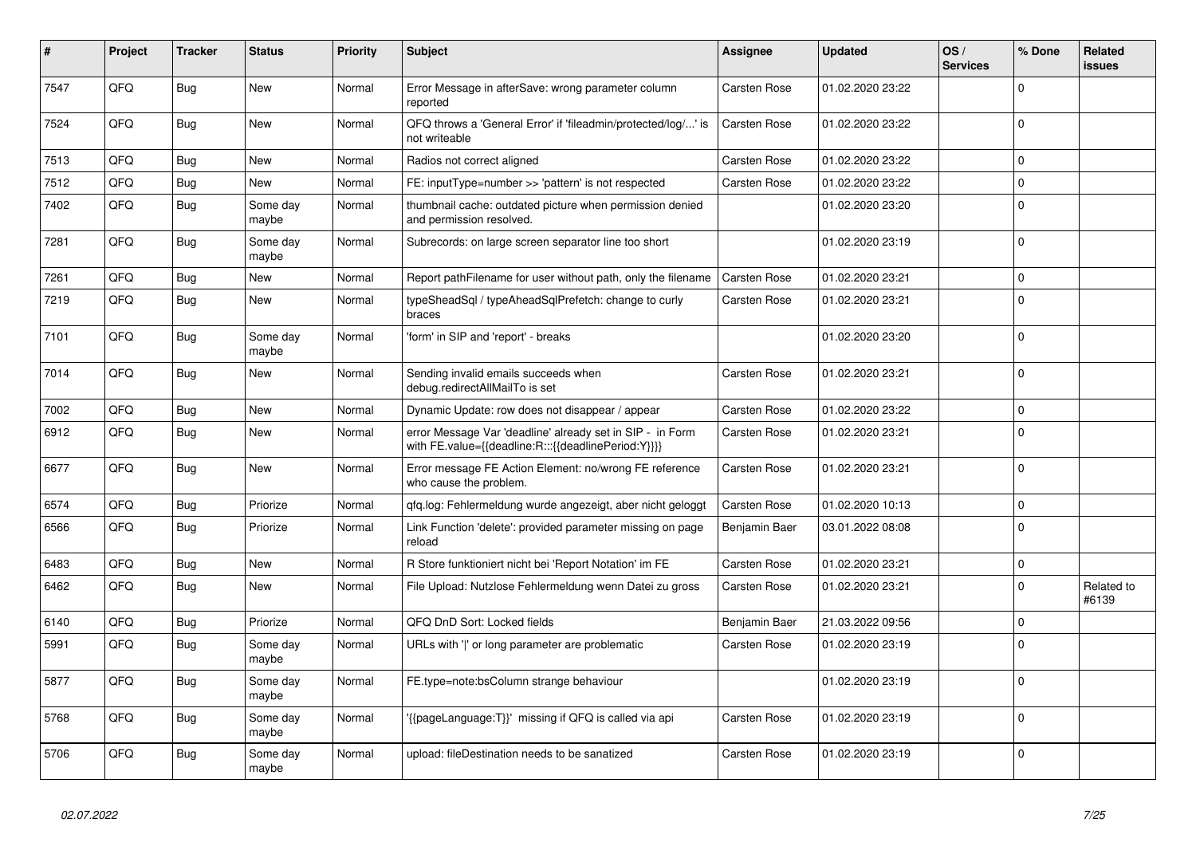| # | Project | Tracker | Status | Priority | Subject | Assignee | Updated | OS / Services | % Done | Related issues |
|---|---|---|---|---|---|---|---|---|---|---|
| 7547 | QFQ | Bug | New | Normal | Error Message in afterSave: wrong parameter column reported | Carsten Rose | 01.02.2020 23:22 | | 0 | |
| 7524 | QFQ | Bug | New | Normal | QFQ throws a 'General Error' if 'fileadmin/protected/log/...' is not writeable | Carsten Rose | 01.02.2020 23:22 | | 0 | |
| 7513 | QFQ | Bug | New | Normal | Radios not correct aligned | Carsten Rose | 01.02.2020 23:22 | | 0 | |
| 7512 | QFQ | Bug | New | Normal | FE: inputType=number >> 'pattern' is not respected | Carsten Rose | 01.02.2020 23:22 | | 0 | |
| 7402 | QFQ | Bug | Some day maybe | Normal | thumbnail cache: outdated picture when permission denied and permission resolved. | | 01.02.2020 23:20 | | 0 | |
| 7281 | QFQ | Bug | Some day maybe | Normal | Subrecords: on large screen separator line too short | | 01.02.2020 23:19 | | 0 | |
| 7261 | QFQ | Bug | New | Normal | Report pathFilename for user without path, only the filename | Carsten Rose | 01.02.2020 23:21 | | 0 | |
| 7219 | QFQ | Bug | New | Normal | typeSheadSql / typeAheadSqlPrefetch: change to curly braces | Carsten Rose | 01.02.2020 23:21 | | 0 | |
| 7101 | QFQ | Bug | Some day maybe | Normal | 'form' in SIP and 'report' - breaks | | 01.02.2020 23:20 | | 0 | |
| 7014 | QFQ | Bug | New | Normal | Sending invalid emails succeeds when debug.redirectAllMailTo is set | Carsten Rose | 01.02.2020 23:21 | | 0 | |
| 7002 | QFQ | Bug | New | Normal | Dynamic Update: row does not disappear / appear | Carsten Rose | 01.02.2020 23:22 | | 0 | |
| 6912 | QFQ | Bug | New | Normal | error Message Var 'deadline' already set in SIP - in Form with FE.value={{deadline:R:::{{deadlinePeriod:Y}}}} | Carsten Rose | 01.02.2020 23:21 | | 0 | |
| 6677 | QFQ | Bug | New | Normal | Error message FE Action Element: no/wrong FE reference who cause the problem. | Carsten Rose | 01.02.2020 23:21 | | 0 | |
| 6574 | QFQ | Bug | Priorize | Normal | qfq.log: Fehlermeldung wurde angezeigt, aber nicht geloggt | Carsten Rose | 01.02.2020 10:13 | | 0 | |
| 6566 | QFQ | Bug | Priorize | Normal | Link Function 'delete': provided parameter missing on page reload | Benjamin Baer | 03.01.2022 08:08 | | 0 | |
| 6483 | QFQ | Bug | New | Normal | R Store funktioniert nicht bei 'Report Notation' im FE | Carsten Rose | 01.02.2020 23:21 | | 0 | |
| 6462 | QFQ | Bug | New | Normal | File Upload: Nutzlose Fehlermeldung wenn Datei zu gross | Carsten Rose | 01.02.2020 23:21 | | 0 | Related to #6139 |
| 6140 | QFQ | Bug | Priorize | Normal | QFQ DnD Sort: Locked fields | Benjamin Baer | 21.03.2022 09:56 | | 0 | |
| 5991 | QFQ | Bug | Some day maybe | Normal | URLs with '\|' or long parameter are problematic | Carsten Rose | 01.02.2020 23:19 | | 0 | |
| 5877 | QFQ | Bug | Some day maybe | Normal | FE.type=note:bsColumn strange behaviour | | 01.02.2020 23:19 | | 0 | |
| 5768 | QFQ | Bug | Some day maybe | Normal | '{{pageLanguage:T}}' missing if QFQ is called via api | Carsten Rose | 01.02.2020 23:19 | | 0 | |
| 5706 | QFQ | Bug | Some day maybe | Normal | upload: fileDestination needs to be sanatized | Carsten Rose | 01.02.2020 23:19 | | 0 | |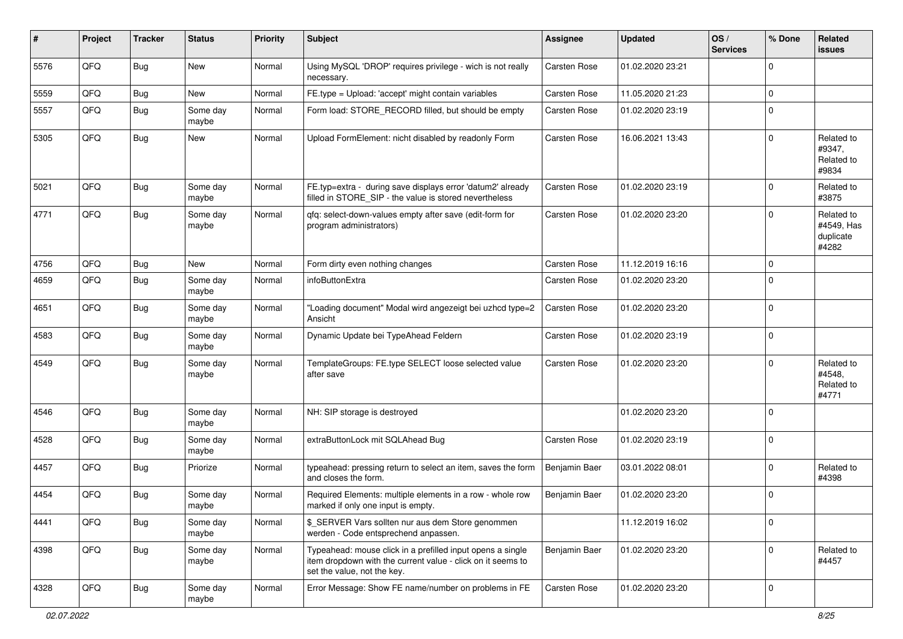| # | Project | Tracker | Status | Priority | Subject | Assignee | Updated | OS / Services | % Done | Related issues |
|---|---|---|---|---|---|---|---|---|---|---|
| 5576 | QFQ | Bug | New | Normal | Using MySQL 'DROP' requires privilege - wich is not really necessary. | Carsten Rose | 01.02.2020 23:21 | | 0 | |
| 5559 | QFQ | Bug | New | Normal | FE.type = Upload: 'accept' might contain variables | Carsten Rose | 11.05.2020 21:23 | | 0 | |
| 5557 | QFQ | Bug | Some day maybe | Normal | Form load: STORE_RECORD filled, but should be empty | Carsten Rose | 01.02.2020 23:19 | | 0 | |
| 5305 | QFQ | Bug | New | Normal | Upload FormElement: nicht disabled by readonly Form | Carsten Rose | 16.06.2021 13:43 | | 0 | Related to #9347, Related to #9834 |
| 5021 | QFQ | Bug | Some day maybe | Normal | FE.typ=extra - during save displays error 'datum2' already filled in STORE_SIP - the value is stored nevertheless | Carsten Rose | 01.02.2020 23:19 | | 0 | Related to #3875 |
| 4771 | QFQ | Bug | Some day maybe | Normal | qfq: select-down-values empty after save (edit-form for program administrators) | Carsten Rose | 01.02.2020 23:20 | | 0 | Related to #4549, Has duplicate #4282 |
| 4756 | QFQ | Bug | New | Normal | Form dirty even nothing changes | Carsten Rose | 11.12.2019 16:16 | | 0 | |
| 4659 | QFQ | Bug | Some day maybe | Normal | infoButtonExtra | Carsten Rose | 01.02.2020 23:20 | | 0 | |
| 4651 | QFQ | Bug | Some day maybe | Normal | "Loading document" Modal wird angezeigt bei uzhcd type=2 Ansicht | Carsten Rose | 01.02.2020 23:20 | | 0 | |
| 4583 | QFQ | Bug | Some day maybe | Normal | Dynamic Update bei TypeAhead Feldern | Carsten Rose | 01.02.2020 23:19 | | 0 | |
| 4549 | QFQ | Bug | Some day maybe | Normal | TemplateGroups: FE.type SELECT loose selected value after save | Carsten Rose | 01.02.2020 23:20 | | 0 | Related to #4548, Related to #4771 |
| 4546 | QFQ | Bug | Some day maybe | Normal | NH: SIP storage is destroyed | | 01.02.2020 23:20 | | 0 | |
| 4528 | QFQ | Bug | Some day maybe | Normal | extraButtonLock mit SQLAhead Bug | Carsten Rose | 01.02.2020 23:19 | | 0 | |
| 4457 | QFQ | Bug | Priorize | Normal | typeahead: pressing return to select an item, saves the form and closes the form. | Benjamin Baer | 03.01.2022 08:01 | | 0 | Related to #4398 |
| 4454 | QFQ | Bug | Some day maybe | Normal | Required Elements: multiple elements in a row - whole row marked if only one input is empty. | Benjamin Baer | 01.02.2020 23:20 | | 0 | |
| 4441 | QFQ | Bug | Some day maybe | Normal | $_SERVER Vars sollten nur aus dem Store genommen werden - Code entsprechend anpassen. | | 11.12.2019 16:02 | | 0 | |
| 4398 | QFQ | Bug | Some day maybe | Normal | Typeahead: mouse click in a prefilled input opens a single item dropdown with the current value - click on it seems to set the value, not the key. | Benjamin Baer | 01.02.2020 23:20 | | 0 | Related to #4457 |
| 4328 | QFQ | Bug | Some day maybe | Normal | Error Message: Show FE name/number on problems in FE | Carsten Rose | 01.02.2020 23:20 | | 0 | |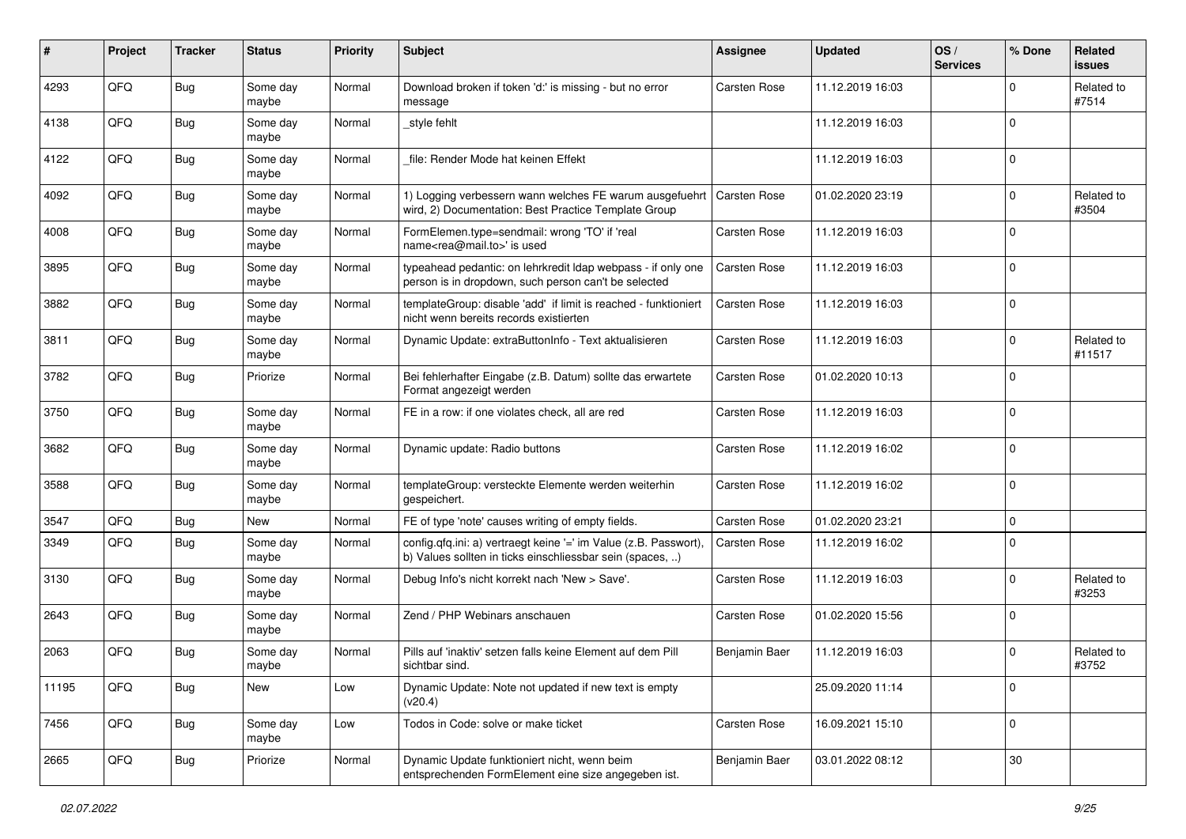| # | Project | Tracker | Status | Priority | Subject | Assignee | Updated | OS / Services | % Done | Related issues |
|---|---|---|---|---|---|---|---|---|---|---|
| 4293 | QFQ | Bug | Some day maybe | Normal | Download broken if token 'd:' is missing - but no error message | Carsten Rose | 11.12.2019 16:03 | | 0 | Related to #7514 |
| 4138 | QFQ | Bug | Some day maybe | Normal | _style fehlt | | 11.12.2019 16:03 | | 0 | |
| 4122 | QFQ | Bug | Some day maybe | Normal | _file: Render Mode hat keinen Effekt | | 11.12.2019 16:03 | | 0 | |
| 4092 | QFQ | Bug | Some day maybe | Normal | 1) Logging verbessern wann welches FE warum ausgefuehrt wird, 2) Documentation: Best Practice Template Group | Carsten Rose | 01.02.2020 23:19 | | 0 | Related to #3504 |
| 4008 | QFQ | Bug | Some day maybe | Normal | FormElemen.type=sendmail: wrong 'TO' if 'real name<rea@mail.to>' is used | Carsten Rose | 11.12.2019 16:03 | | 0 | |
| 3895 | QFQ | Bug | Some day maybe | Normal | typeahead pedantic: on lehrkredit ldap webpass - if only one person is in dropdown, such person can't be selected | Carsten Rose | 11.12.2019 16:03 | | 0 | |
| 3882 | QFQ | Bug | Some day maybe | Normal | templateGroup: disable 'add' if limit is reached - funktioniert nicht wenn bereits records existierten | Carsten Rose | 11.12.2019 16:03 | | 0 | |
| 3811 | QFQ | Bug | Some day maybe | Normal | Dynamic Update: extraButtonInfo - Text aktualisieren | Carsten Rose | 11.12.2019 16:03 | | 0 | Related to #11517 |
| 3782 | QFQ | Bug | Priorize | Normal | Bei fehlerhafter Eingabe (z.B. Datum) sollte das erwartete Format angezeigt werden | Carsten Rose | 01.02.2020 10:13 | | 0 | |
| 3750 | QFQ | Bug | Some day maybe | Normal | FE in a row: if one violates check, all are red | Carsten Rose | 11.12.2019 16:03 | | 0 | |
| 3682 | QFQ | Bug | Some day maybe | Normal | Dynamic update: Radio buttons | Carsten Rose | 11.12.2019 16:02 | | 0 | |
| 3588 | QFQ | Bug | Some day maybe | Normal | templateGroup: versteckte Elemente werden weiterhin gespeichert. | Carsten Rose | 11.12.2019 16:02 | | 0 | |
| 3547 | QFQ | Bug | New | Normal | FE of type 'note' causes writing of empty fields. | Carsten Rose | 01.02.2020 23:21 | | 0 | |
| 3349 | QFQ | Bug | Some day maybe | Normal | config.qfq.ini: a) vertraegt keine '=' im Value (z.B. Passwort), b) Values sollten in ticks einschliessbar sein (spaces, ..) | Carsten Rose | 11.12.2019 16:02 | | 0 | |
| 3130 | QFQ | Bug | Some day maybe | Normal | Debug Info's nicht korrekt nach 'New > Save'. | Carsten Rose | 11.12.2019 16:03 | | 0 | Related to #3253 |
| 2643 | QFQ | Bug | Some day maybe | Normal | Zend / PHP Webinars anschauen | Carsten Rose | 01.02.2020 15:56 | | 0 | |
| 2063 | QFQ | Bug | Some day maybe | Normal | Pills auf 'inaktiv' setzen falls keine Element auf dem Pill sichtbar sind. | Benjamin Baer | 11.12.2019 16:03 | | 0 | Related to #3752 |
| 11195 | QFQ | Bug | New | Low | Dynamic Update: Note not updated if new text is empty (v20.4) | | 25.09.2020 11:14 | | 0 | |
| 7456 | QFQ | Bug | Some day maybe | Low | Todos in Code: solve or make ticket | Carsten Rose | 16.09.2021 15:10 | | 0 | |
| 2665 | QFQ | Bug | Priorize | Normal | Dynamic Update funktioniert nicht, wenn beim entsprechenden FormElement eine size angegeben ist. | Benjamin Baer | 03.01.2022 08:12 | | 30 | |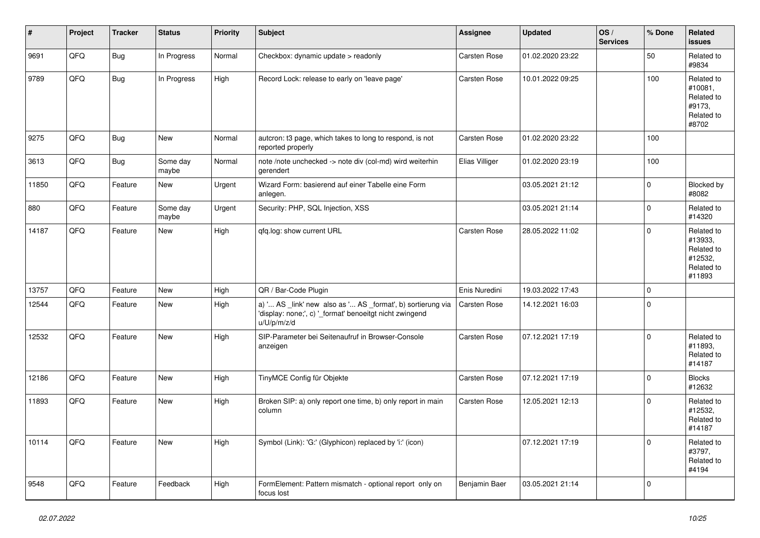| # | Project | Tracker | Status | Priority | Subject | Assignee | Updated | OS / Services | % Done | Related issues |
|---|---|---|---|---|---|---|---|---|---|---|
| 9691 | QFQ | Bug | In Progress | Normal | Checkbox: dynamic update > readonly | Carsten Rose | 01.02.2020 23:22 | | 50 | Related to #9834 |
| 9789 | QFQ | Bug | In Progress | High | Record Lock: release to early on 'leave page' | Carsten Rose | 10.01.2022 09:25 | | 100 | Related to #10081, Related to #9173, Related to #8702 |
| 9275 | QFQ | Bug | New | Normal | autcron: t3 page, which takes to long to respond, is not reported properly | Carsten Rose | 01.02.2020 23:22 | | 100 | |
| 3613 | QFQ | Bug | Some day maybe | Normal | note /note unchecked -> note div (col-md) wird weiterhin gerendert | Elias Villiger | 01.02.2020 23:19 | | 100 | |
| 11850 | QFQ | Feature | New | Urgent | Wizard Form: basierend auf einer Tabelle eine Form anlegen. | | 03.05.2021 21:12 | | 0 | Blocked by #8082 |
| 880 | QFQ | Feature | Some day maybe | Urgent | Security: PHP, SQL Injection, XSS | | 03.05.2021 21:14 | | 0 | Related to #14320 |
| 14187 | QFQ | Feature | New | High | qfq.log: show current URL | Carsten Rose | 28.05.2022 11:02 | | 0 | Related to #13933, Related to #12532, Related to #11893 |
| 13757 | QFQ | Feature | New | High | QR / Bar-Code Plugin | Enis Nuredini | 19.03.2022 17:43 | | 0 | |
| 12544 | QFQ | Feature | New | High | a) '... AS _link' new also as '... AS _format', b) sortierung via 'display: none;', c) '_format' benoeitgt nicht zwingend u/U/p/m/z/d | Carsten Rose | 14.12.2021 16:03 | | 0 | |
| 12532 | QFQ | Feature | New | High | SIP-Parameter bei Seitenaufruf in Browser-Console anzeigen | Carsten Rose | 07.12.2021 17:19 | | 0 | Related to #11893, Related to #14187 |
| 12186 | QFQ | Feature | New | High | TinyMCE Config für Objekte | Carsten Rose | 07.12.2021 17:19 | | 0 | Blocks #12632 |
| 11893 | QFQ | Feature | New | High | Broken SIP: a) only report one time, b) only report in main column | Carsten Rose | 12.05.2021 12:13 | | 0 | Related to #12532, Related to #14187 |
| 10114 | QFQ | Feature | New | High | Symbol (Link): 'G:' (Glyphicon) replaced by 'i:' (icon) | | 07.12.2021 17:19 | | 0 | Related to #3797, Related to #4194 |
| 9548 | QFQ | Feature | Feedback | High | FormElement: Pattern mismatch - optional report only on focus lost | Benjamin Baer | 03.05.2021 21:14 | | 0 | |

*02.07.2022*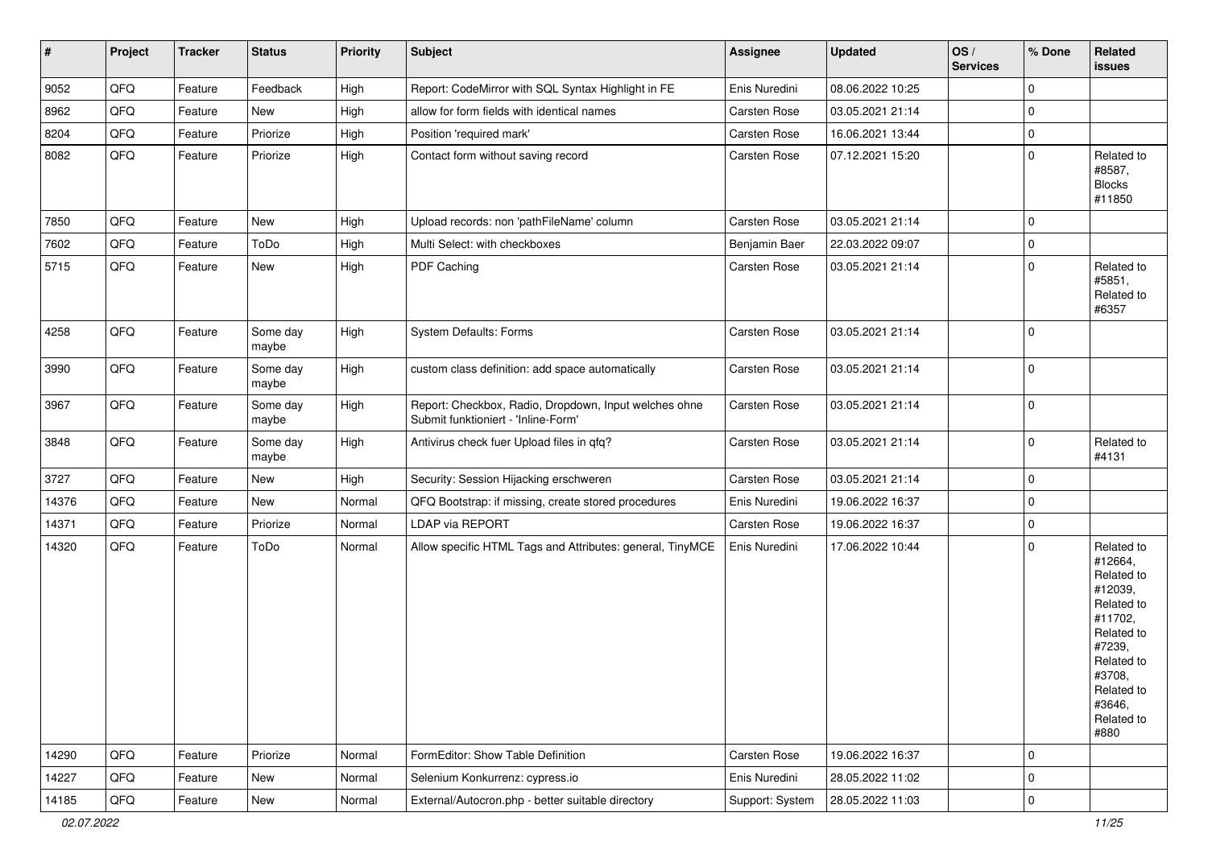| # | Project | Tracker | Status | Priority | Subject | Assignee | Updated | OS / Services | % Done | Related issues |
|---|---|---|---|---|---|---|---|---|---|---|
| 9052 | QFQ | Feature | Feedback | High | Report: CodeMirror with SQL Syntax Highlight in FE | Enis Nuredini | 08.06.2022 10:25 | | 0 | |
| 8962 | QFQ | Feature | New | High | allow for form fields with identical names | Carsten Rose | 03.05.2021 21:14 | | 0 | |
| 8204 | QFQ | Feature | Priorize | High | Position 'required mark' | Carsten Rose | 16.06.2021 13:44 | | 0 | |
| 8082 | QFQ | Feature | Priorize | High | Contact form without saving record | Carsten Rose | 07.12.2021 15:20 | | 0 | Related to #8587, Blocks #11850 |
| 7850 | QFQ | Feature | New | High | Upload records: non 'pathFileName' column | Carsten Rose | 03.05.2021 21:14 | | 0 | |
| 7602 | QFQ | Feature | ToDo | High | Multi Select: with checkboxes | Benjamin Baer | 22.03.2022 09:07 | | 0 | |
| 5715 | QFQ | Feature | New | High | PDF Caching | Carsten Rose | 03.05.2021 21:14 | | 0 | Related to #5851, Related to #6357 |
| 4258 | QFQ | Feature | Some day maybe | High | System Defaults: Forms | Carsten Rose | 03.05.2021 21:14 | | 0 | |
| 3990 | QFQ | Feature | Some day maybe | High | custom class definition: add space automatically | Carsten Rose | 03.05.2021 21:14 | | 0 | |
| 3967 | QFQ | Feature | Some day maybe | High | Report: Checkbox, Radio, Dropdown, Input welches ohne Submit funktioniert - 'Inline-Form' | Carsten Rose | 03.05.2021 21:14 | | 0 | |
| 3848 | QFQ | Feature | Some day maybe | High | Antivirus check fuer Upload files in qfq? | Carsten Rose | 03.05.2021 21:14 | | 0 | Related to #4131 |
| 3727 | QFQ | Feature | New | High | Security: Session Hijacking erschweren | Carsten Rose | 03.05.2021 21:14 | | 0 | |
| 14376 | QFQ | Feature | New | Normal | QFQ Bootstrap: if missing, create stored procedures | Enis Nuredini | 19.06.2022 16:37 | | 0 | |
| 14371 | QFQ | Feature | Priorize | Normal | LDAP via REPORT | Carsten Rose | 19.06.2022 16:37 | | 0 | |
| 14320 | QFQ | Feature | ToDo | Normal | Allow specific HTML Tags and Attributes: general, TinyMCE | Enis Nuredini | 17.06.2022 10:44 | | 0 | Related to #12664, Related to #12039, Related to #11702, Related to #7239, Related to #3708, Related to #3646, Related to #880 |
| 14290 | QFQ | Feature | Priorize | Normal | FormEditor: Show Table Definition | Carsten Rose | 19.06.2022 16:37 | | 0 | |
| 14227 | QFQ | Feature | New | Normal | Selenium Konkurrenz: cypress.io | Enis Nuredini | 28.05.2022 11:02 | | 0 | |
| 14185 | QFQ | Feature | New | Normal | External/Autocron.php - better suitable directory | Support: System | 28.05.2022 11:03 | | 0 | |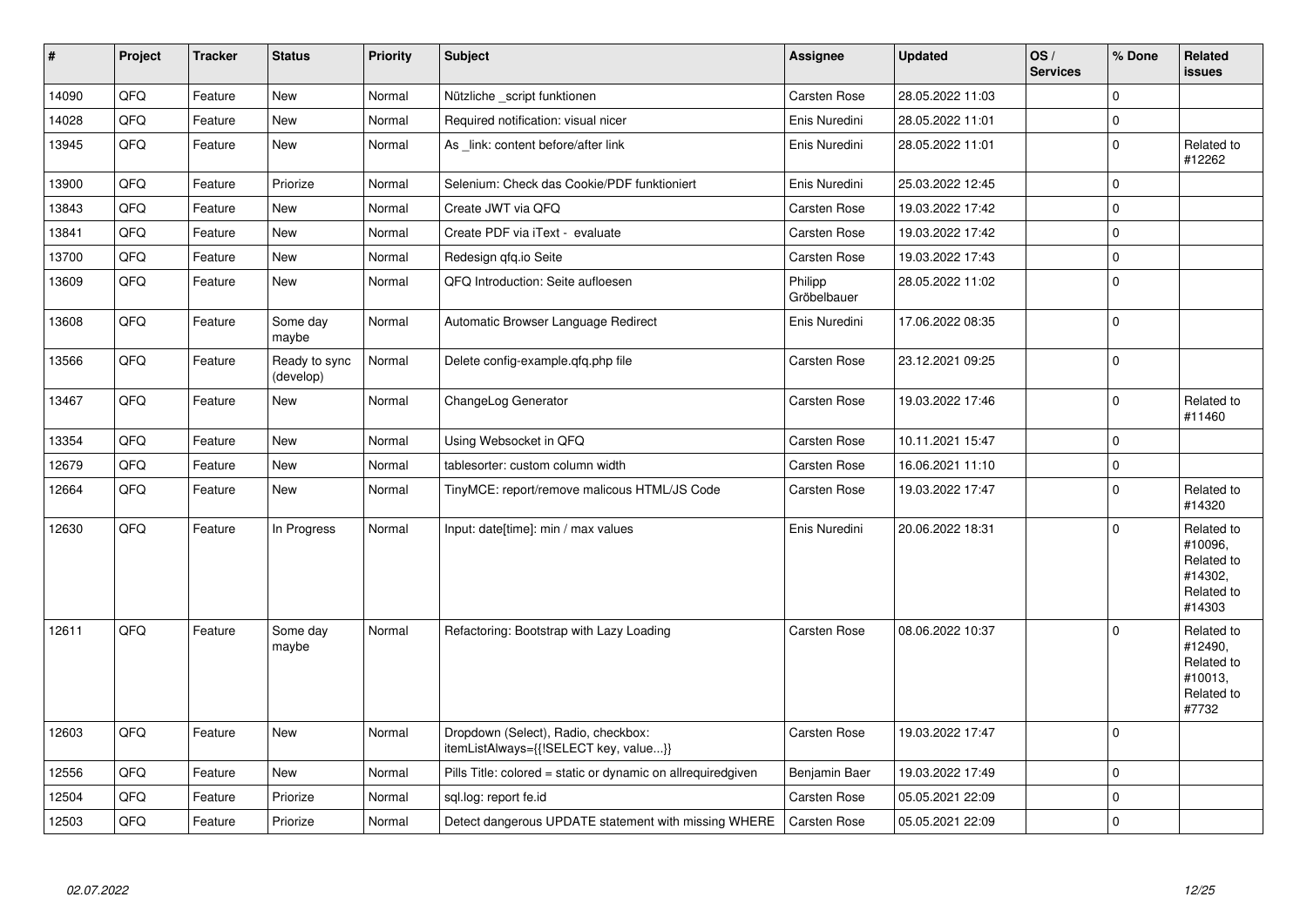| # | Project | Tracker | Status | Priority | Subject | Assignee | Updated | OS / Services | % Done | Related issues |
|---|---|---|---|---|---|---|---|---|---|---|
| 14090 | QFQ | Feature | New | Normal | Nützliche _script funktionen | Carsten Rose | 28.05.2022 11:03 | | 0 | |
| 14028 | QFQ | Feature | New | Normal | Required notification: visual nicer | Enis Nuredini | 28.05.2022 11:01 | | 0 | |
| 13945 | QFQ | Feature | New | Normal | As _link: content before/after link | Enis Nuredini | 28.05.2022 11:01 | | 0 | Related to #12262 |
| 13900 | QFQ | Feature | Priorize | Normal | Selenium: Check das Cookie/PDF funktioniert | Enis Nuredini | 25.03.2022 12:45 | | 0 | |
| 13843 | QFQ | Feature | New | Normal | Create JWT via QFQ | Carsten Rose | 19.03.2022 17:42 | | 0 | |
| 13841 | QFQ | Feature | New | Normal | Create PDF via iText - evaluate | Carsten Rose | 19.03.2022 17:42 | | 0 | |
| 13700 | QFQ | Feature | New | Normal | Redesign qfq.io Seite | Carsten Rose | 19.03.2022 17:43 | | 0 | |
| 13609 | QFQ | Feature | New | Normal | QFQ Introduction: Seite aufloesen | Philipp Gröbelbauer | 28.05.2022 11:02 | | 0 | |
| 13608 | QFQ | Feature | Some day maybe | Normal | Automatic Browser Language Redirect | Enis Nuredini | 17.06.2022 08:35 | | 0 | |
| 13566 | QFQ | Feature | Ready to sync (develop) | Normal | Delete config-example.qfq.php file | Carsten Rose | 23.12.2021 09:25 | | 0 | |
| 13467 | QFQ | Feature | New | Normal | ChangeLog Generator | Carsten Rose | 19.03.2022 17:46 | | 0 | Related to #11460 |
| 13354 | QFQ | Feature | New | Normal | Using Websocket in QFQ | Carsten Rose | 10.11.2021 15:47 | | 0 | |
| 12679 | QFQ | Feature | New | Normal | tablesorter: custom column width | Carsten Rose | 16.06.2021 11:10 | | 0 | |
| 12664 | QFQ | Feature | New | Normal | TinyMCE: report/remove malicous HTML/JS Code | Carsten Rose | 19.03.2022 17:47 | | 0 | Related to #14320 |
| 12630 | QFQ | Feature | In Progress | Normal | Input: date[time]: min / max values | Enis Nuredini | 20.06.2022 18:31 | | 0 | Related to #10096, Related to #14302, Related to #14303 |
| 12611 | QFQ | Feature | Some day maybe | Normal | Refactoring: Bootstrap with Lazy Loading | Carsten Rose | 08.06.2022 10:37 | | 0 | Related to #12490, Related to #10013, Related to #7732 |
| 12603 | QFQ | Feature | New | Normal | Dropdown (Select), Radio, checkbox: itemListAlways={{!SELECT key, value...}} | Carsten Rose | 19.03.2022 17:47 | | 0 | |
| 12556 | QFQ | Feature | New | Normal | Pills Title: colored = static or dynamic on allrequiredgiven | Benjamin Baer | 19.03.2022 17:49 | | 0 | |
| 12504 | QFQ | Feature | Priorize | Normal | sql.log: report fe.id | Carsten Rose | 05.05.2021 22:09 | | 0 | |
| 12503 | QFQ | Feature | Priorize | Normal | Detect dangerous UPDATE statement with missing WHERE | Carsten Rose | 05.05.2021 22:09 | | 0 | |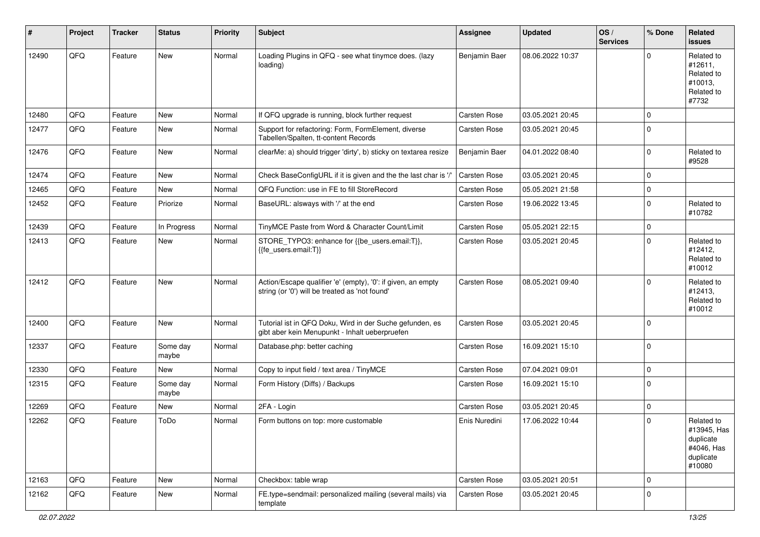| # | Project | Tracker | Status | Priority | Subject | Assignee | Updated | OS / Services | % Done | Related issues |
|---|---|---|---|---|---|---|---|---|---|---|
| 12490 | QFQ | Feature | New | Normal | Loading Plugins in QFQ - see what tinymce does. (lazy loading) | Benjamin Baer | 08.06.2022 10:37 | | 0 | Related to #12611, Related to #10013, Related to #7732 |
| 12480 | QFQ | Feature | New | Normal | If QFQ upgrade is running, block further request | Carsten Rose | 03.05.2021 20:45 | | 0 | |
| 12477 | QFQ | Feature | New | Normal | Support for refactoring: Form, FormElement, diverse Tabellen/Spalten, tt-content Records | Carsten Rose | 03.05.2021 20:45 | | 0 | |
| 12476 | QFQ | Feature | New | Normal | clearMe: a) should trigger 'dirty', b) sticky on textarea resize | Benjamin Baer | 04.01.2022 08:40 | | 0 | Related to #9528 |
| 12474 | QFQ | Feature | New | Normal | Check BaseConfigURL if it is given and the the last char is '/' | Carsten Rose | 03.05.2021 20:45 | | 0 | |
| 12465 | QFQ | Feature | New | Normal | QFQ Function: use in FE to fill StoreRecord | Carsten Rose | 05.05.2021 21:58 | | 0 | |
| 12452 | QFQ | Feature | Priorize | Normal | BaseURL: alsways with '/' at the end | Carsten Rose | 19.06.2022 13:45 | | 0 | Related to #10782 |
| 12439 | QFQ | Feature | In Progress | Normal | TinyMCE Paste from Word & Character Count/Limit | Carsten Rose | 05.05.2021 22:15 | | 0 | |
| 12413 | QFQ | Feature | New | Normal | STORE_TYPO3: enhance for {{be_users.email:T}}, {{fe_users.email:T}} | Carsten Rose | 03.05.2021 20:45 | | 0 | Related to #12412, Related to #10012 |
| 12412 | QFQ | Feature | New | Normal | Action/Escape qualifier 'e' (empty), '0': if given, an empty string (or '0') will be treated as 'not found' | Carsten Rose | 08.05.2021 09:40 | | 0 | Related to #12413, Related to #10012 |
| 12400 | QFQ | Feature | New | Normal | Tutorial ist in QFQ Doku, Wird in der Suche gefunden, es gibt aber kein Menupunkt - Inhalt ueberpruefen | Carsten Rose | 03.05.2021 20:45 | | 0 | |
| 12337 | QFQ | Feature | Some day maybe | Normal | Database.php: better caching | Carsten Rose | 16.09.2021 15:10 | | 0 | |
| 12330 | QFQ | Feature | New | Normal | Copy to input field / text area / TinyMCE | Carsten Rose | 07.04.2021 09:01 | | 0 | |
| 12315 | QFQ | Feature | Some day maybe | Normal | Form History (Diffs) / Backups | Carsten Rose | 16.09.2021 15:10 | | 0 | |
| 12269 | QFQ | Feature | New | Normal | 2FA - Login | Carsten Rose | 03.05.2021 20:45 | | 0 | |
| 12262 | QFQ | Feature | ToDo | Normal | Form buttons on top: more customable | Enis Nuredini | 17.06.2022 10:44 | | 0 | Related to #13945, Has duplicate #4046, Has duplicate #10080 |
| 12163 | QFQ | Feature | New | Normal | Checkbox: table wrap | Carsten Rose | 03.05.2021 20:51 | | 0 | |
| 12162 | QFQ | Feature | New | Normal | FE.type=sendmail: personalized mailing (several mails) via template | Carsten Rose | 03.05.2021 20:45 | | 0 | |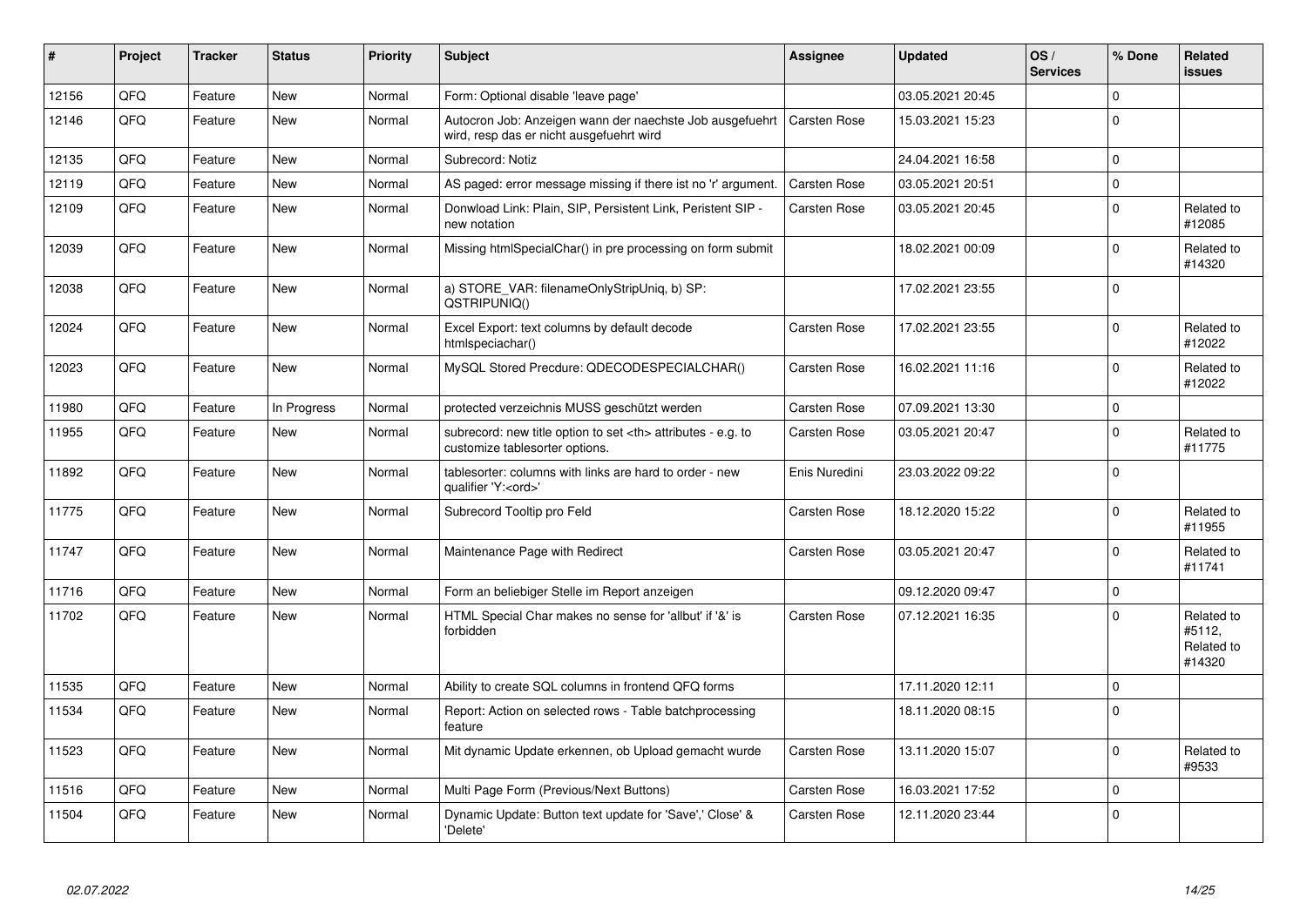| # | Project | Tracker | Status | Priority | Subject | Assignee | Updated | OS / Services | % Done | Related issues |
|---|---|---|---|---|---|---|---|---|---|---|
| 12156 | QFQ | Feature | New | Normal | Form: Optional disable 'leave page' | | 03.05.2021 20:45 | | 0 | |
| 12146 | QFQ | Feature | New | Normal | Autocron Job: Anzeigen wann der naechste Job ausgefuehrt wird, resp das er nicht ausgefuehrt wird | Carsten Rose | 15.03.2021 15:23 | | 0 | |
| 12135 | QFQ | Feature | New | Normal | Subrecord: Notiz | | 24.04.2021 16:58 | | 0 | |
| 12119 | QFQ | Feature | New | Normal | AS paged: error message missing if there ist no 'r' argument. | Carsten Rose | 03.05.2021 20:51 | | 0 | |
| 12109 | QFQ | Feature | New | Normal | Donwload Link: Plain, SIP, Persistent Link, Peristent SIP - new notation | Carsten Rose | 03.05.2021 20:45 | | 0 | Related to #12085 |
| 12039 | QFQ | Feature | New | Normal | Missing htmlSpecialChar() in pre processing on form submit | | 18.02.2021 00:09 | | 0 | Related to #14320 |
| 12038 | QFQ | Feature | New | Normal | a) STORE_VAR: filenameOnlyStripUniq, b) SP: QSTRIPUNIQ() | | 17.02.2021 23:55 | | 0 | |
| 12024 | QFQ | Feature | New | Normal | Excel Export: text columns by default decode htmlspeciachar() | Carsten Rose | 17.02.2021 23:55 | | 0 | Related to #12022 |
| 12023 | QFQ | Feature | New | Normal | MySQL Stored Precdure: QDECODESPECIALCHAR() | Carsten Rose | 16.02.2021 11:16 | | 0 | Related to #12022 |
| 11980 | QFQ | Feature | In Progress | Normal | protected verzeichnis MUSS geschützt werden | Carsten Rose | 07.09.2021 13:30 | | 0 | |
| 11955 | QFQ | Feature | New | Normal | subrecord: new title option to set <th> attributes - e.g. to customize tablesorter options. | Carsten Rose | 03.05.2021 20:47 | | 0 | Related to #11775 |
| 11892 | QFQ | Feature | New | Normal | tablesorter: columns with links are hard to order - new qualifier 'Y:<ord>' | Enis Nuredini | 23.03.2022 09:22 | | 0 | |
| 11775 | QFQ | Feature | New | Normal | Subrecord Tooltip pro Feld | Carsten Rose | 18.12.2020 15:22 | | 0 | Related to #11955 |
| 11747 | QFQ | Feature | New | Normal | Maintenance Page with Redirect | Carsten Rose | 03.05.2021 20:47 | | 0 | Related to #11741 |
| 11716 | QFQ | Feature | New | Normal | Form an beliebiger Stelle im Report anzeigen | | 09.12.2020 09:47 | | 0 | |
| 11702 | QFQ | Feature | New | Normal | HTML Special Char makes no sense for 'allbut' if '&' is forbidden | Carsten Rose | 07.12.2021 16:35 | | 0 | Related to #5112, Related to #14320 |
| 11535 | QFQ | Feature | New | Normal | Ability to create SQL columns in frontend QFQ forms | | 17.11.2020 12:11 | | 0 | |
| 11534 | QFQ | Feature | New | Normal | Report: Action on selected rows - Table batchprocessing feature | | 18.11.2020 08:15 | | 0 | |
| 11523 | QFQ | Feature | New | Normal | Mit dynamic Update erkennen, ob Upload gemacht wurde | Carsten Rose | 13.11.2020 15:07 | | 0 | Related to #9533 |
| 11516 | QFQ | Feature | New | Normal | Multi Page Form (Previous/Next Buttons) | Carsten Rose | 16.03.2021 17:52 | | 0 | |
| 11504 | QFQ | Feature | New | Normal | Dynamic Update: Button text update for 'Save',' Close' & 'Delete' | Carsten Rose | 12.11.2020 23:44 | | 0 | |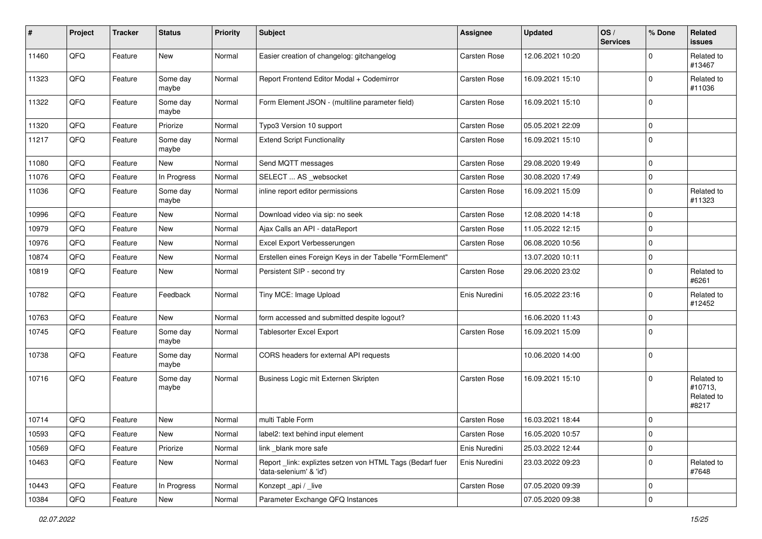| # | Project | Tracker | Status | Priority | Subject | Assignee | Updated | OS / Services | % Done | Related issues |
|---|---|---|---|---|---|---|---|---|---|---|
| 11460 | QFQ | Feature | New | Normal | Easier creation of changelog: gitchangelog | Carsten Rose | 12.06.2021 10:20 | | 0 | Related to #13467 |
| 11323 | QFQ | Feature | Some day maybe | Normal | Report Frontend Editor Modal + Codemirror | Carsten Rose | 16.09.2021 15:10 | | 0 | Related to #11036 |
| 11322 | QFQ | Feature | Some day maybe | Normal | Form Element JSON - (multiline parameter field) | Carsten Rose | 16.09.2021 15:10 | | 0 | |
| 11320 | QFQ | Feature | Priorize | Normal | Typo3 Version 10 support | Carsten Rose | 05.05.2021 22:09 | | 0 | |
| 11217 | QFQ | Feature | Some day maybe | Normal | Extend Script Functionality | Carsten Rose | 16.09.2021 15:10 | | 0 | |
| 11080 | QFQ | Feature | New | Normal | Send MQTT messages | Carsten Rose | 29.08.2020 19:49 | | 0 | |
| 11076 | QFQ | Feature | In Progress | Normal | SELECT ... AS _websocket | Carsten Rose | 30.08.2020 17:49 | | 0 | |
| 11036 | QFQ | Feature | Some day maybe | Normal | inline report editor permissions | Carsten Rose | 16.09.2021 15:09 | | 0 | Related to #11323 |
| 10996 | QFQ | Feature | New | Normal | Download video via sip: no seek | Carsten Rose | 12.08.2020 14:18 | | 0 | |
| 10979 | QFQ | Feature | New | Normal | Ajax Calls an API - dataReport | Carsten Rose | 11.05.2022 12:15 | | 0 | |
| 10976 | QFQ | Feature | New | Normal | Excel Export Verbesserungen | Carsten Rose | 06.08.2020 10:56 | | 0 | |
| 10874 | QFQ | Feature | New | Normal | Erstellen eines Foreign Keys in der Tabelle "FormElement" | | 13.07.2020 10:11 | | 0 | |
| 10819 | QFQ | Feature | New | Normal | Persistent SIP - second try | Carsten Rose | 29.06.2020 23:02 | | 0 | Related to #6261 |
| 10782 | QFQ | Feature | Feedback | Normal | Tiny MCE: Image Upload | Enis Nuredini | 16.05.2022 23:16 | | 0 | Related to #12452 |
| 10763 | QFQ | Feature | New | Normal | form accessed and submitted despite logout? | | 16.06.2020 11:43 | | 0 | |
| 10745 | QFQ | Feature | Some day maybe | Normal | Tablesorter Excel Export | Carsten Rose | 16.09.2021 15:09 | | 0 | |
| 10738 | QFQ | Feature | Some day maybe | Normal | CORS headers for external API requests | | 10.06.2020 14:00 | | 0 | |
| 10716 | QFQ | Feature | Some day maybe | Normal | Business Logic mit Externen Skripten | Carsten Rose | 16.09.2021 15:10 | | 0 | Related to #10713, Related to #8217 |
| 10714 | QFQ | Feature | New | Normal | multi Table Form | Carsten Rose | 16.03.2021 18:44 | | 0 | |
| 10593 | QFQ | Feature | New | Normal | label2: text behind input element | Carsten Rose | 16.05.2020 10:57 | | 0 | |
| 10569 | QFQ | Feature | Priorize | Normal | link _blank more safe | Enis Nuredini | 25.03.2022 12:44 | | 0 | |
| 10463 | QFQ | Feature | New | Normal | Report _link: expliztes setzen von HTML Tags (Bedarf fuer 'data-selenium' & 'id') | Enis Nuredini | 23.03.2022 09:23 | | 0 | Related to #7648 |
| 10443 | QFQ | Feature | In Progress | Normal | Konzept _api / _live | Carsten Rose | 07.05.2020 09:39 | | 0 | |
| 10384 | QFQ | Feature | New | Normal | Parameter Exchange QFQ Instances | | 07.05.2020 09:38 | | 0 | |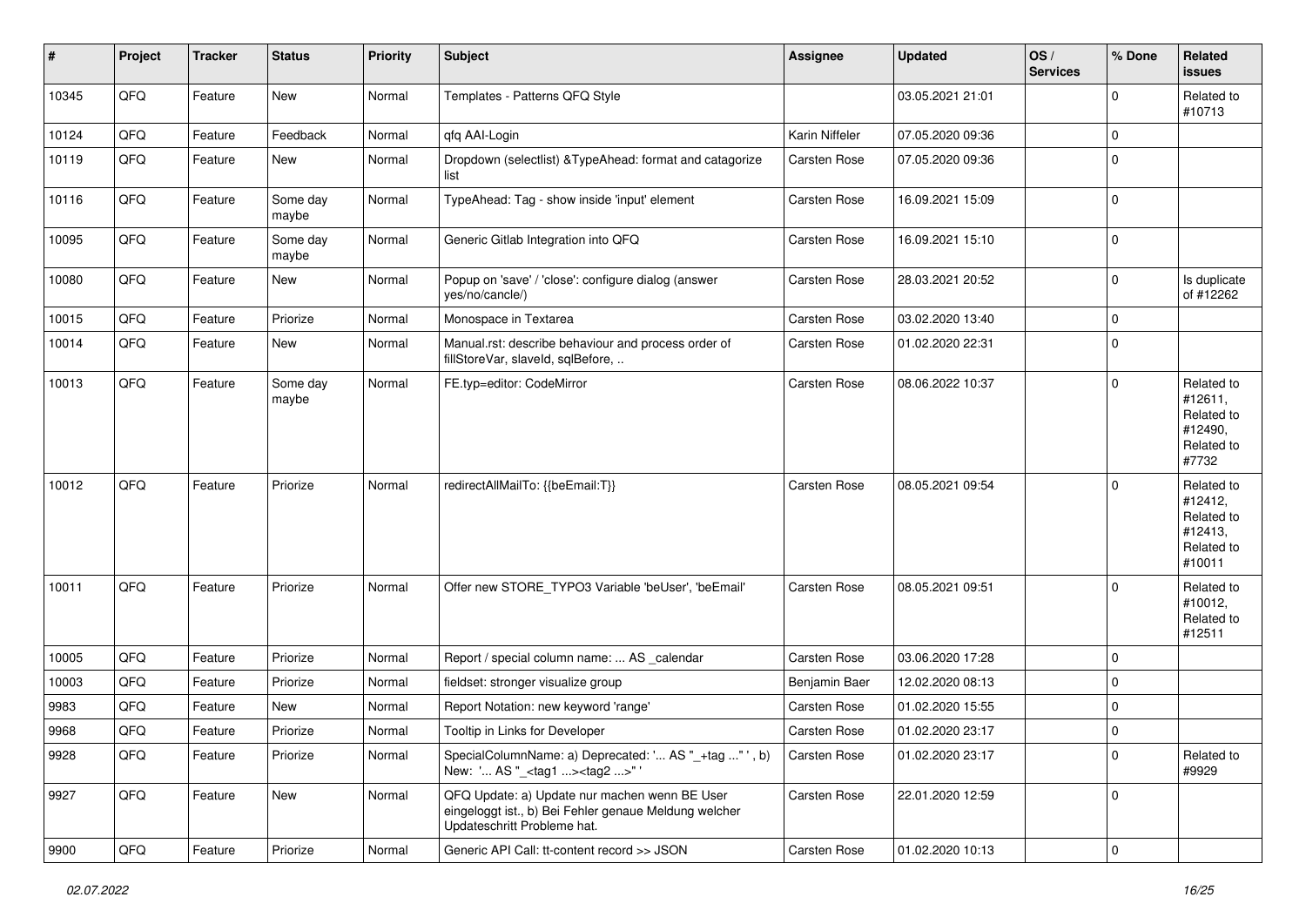| # | Project | Tracker | Status | Priority | Subject | Assignee | Updated | OS / Services | % Done | Related issues |
|---|---|---|---|---|---|---|---|---|---|---|
| 10345 | QFQ | Feature | New | Normal | Templates - Patterns QFQ Style | | 03.05.2021 21:01 | | 0 | Related to #10713 |
| 10124 | QFQ | Feature | Feedback | Normal | qfq AAI-Login | Karin Niffeler | 07.05.2020 09:36 | | 0 | |
| 10119 | QFQ | Feature | New | Normal | Dropdown (selectlist) &TypeAhead: format and catagorize list | Carsten Rose | 07.05.2020 09:36 | | 0 | |
| 10116 | QFQ | Feature | Some day maybe | Normal | TypeAhead: Tag - show inside 'input' element | Carsten Rose | 16.09.2021 15:09 | | 0 | |
| 10095 | QFQ | Feature | Some day maybe | Normal | Generic Gitlab Integration into QFQ | Carsten Rose | 16.09.2021 15:10 | | 0 | |
| 10080 | QFQ | Feature | New | Normal | Popup on 'save' / 'close': configure dialog (answer yes/no/cancle/) | Carsten Rose | 28.03.2021 20:52 | | 0 | Is duplicate of #12262 |
| 10015 | QFQ | Feature | Priorize | Normal | Monospace in Textarea | Carsten Rose | 03.02.2020 13:40 | | 0 | |
| 10014 | QFQ | Feature | New | Normal | Manual.rst: describe behaviour and process order of fillStoreVar, slaveId, sqlBefore, .. | Carsten Rose | 01.02.2020 22:31 | | 0 | |
| 10013 | QFQ | Feature | Some day maybe | Normal | FE.typ=editor: CodeMirror | Carsten Rose | 08.06.2022 10:37 | | 0 | Related to #12611, Related to #12490, Related to #7732 |
| 10012 | QFQ | Feature | Priorize | Normal | redirectAllMailTo: {{beEmail:T}} | Carsten Rose | 08.05.2021 09:54 | | 0 | Related to #12412, Related to #12413, Related to #10011 |
| 10011 | QFQ | Feature | Priorize | Normal | Offer new STORE_TYPO3 Variable 'beUser', 'beEmail' | Carsten Rose | 08.05.2021 09:51 | | 0 | Related to #10012, Related to #12511 |
| 10005 | QFQ | Feature | Priorize | Normal | Report / special column name: ... AS _calendar | Carsten Rose | 03.06.2020 17:28 | | 0 | |
| 10003 | QFQ | Feature | Priorize | Normal | fieldset: stronger visualize group | Benjamin Baer | 12.02.2020 08:13 | | 0 | |
| 9983 | QFQ | Feature | New | Normal | Report Notation: new keyword 'range' | Carsten Rose | 01.02.2020 15:55 | | 0 | |
| 9968 | QFQ | Feature | Priorize | Normal | Tooltip in Links for Developer | Carsten Rose | 01.02.2020 23:17 | | 0 | |
| 9928 | QFQ | Feature | Priorize | Normal | SpecialColumnName: a) Deprecated: '... AS "_+tag ..." ', b) New: '... AS "_<tag1 ...><tag2 ...>" ' | Carsten Rose | 01.02.2020 23:17 | | 0 | Related to #9929 |
| 9927 | QFQ | Feature | New | Normal | QFQ Update: a) Update nur machen wenn BE User eingeloggt ist., b) Bei Fehler genaue Meldung welcher Updateschritt Probleme hat. | Carsten Rose | 22.01.2020 12:59 | | 0 | |
| 9900 | QFQ | Feature | Priorize | Normal | Generic API Call: tt-content record >> JSON | Carsten Rose | 01.02.2020 10:13 | | 0 | |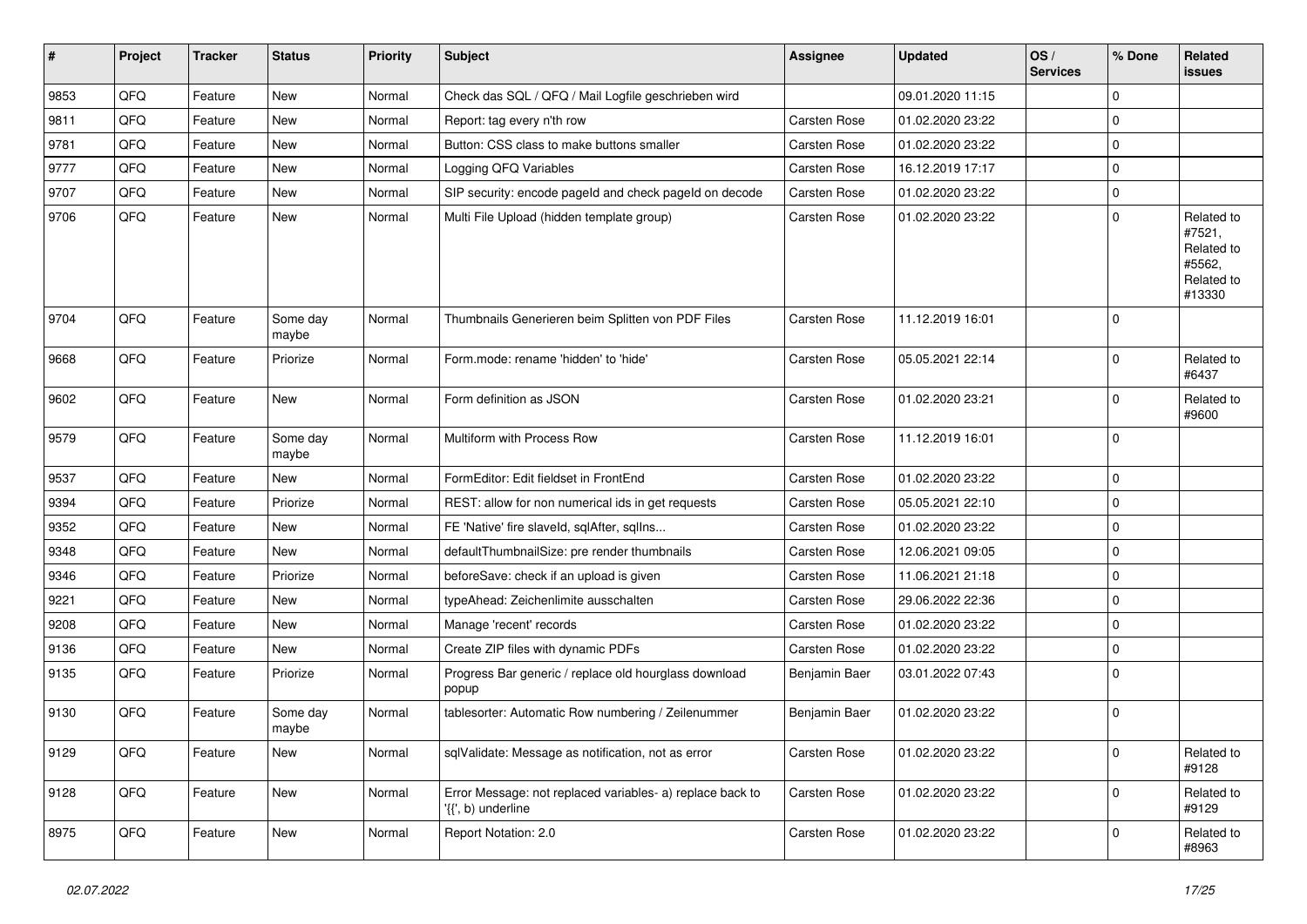| # | Project | Tracker | Status | Priority | Subject | Assignee | Updated | OS / Services | % Done | Related issues |
|---|---|---|---|---|---|---|---|---|---|---|
| 9853 | QFQ | Feature | New | Normal | Check das SQL / QFQ / Mail Logfile geschrieben wird | | 09.01.2020 11:15 | | 0 | |
| 9811 | QFQ | Feature | New | Normal | Report: tag every n'th row | Carsten Rose | 01.02.2020 23:22 | | 0 | |
| 9781 | QFQ | Feature | New | Normal | Button: CSS class to make buttons smaller | Carsten Rose | 01.02.2020 23:22 | | 0 | |
| 9777 | QFQ | Feature | New | Normal | Logging QFQ Variables | Carsten Rose | 16.12.2019 17:17 | | 0 | |
| 9707 | QFQ | Feature | New | Normal | SIP security: encode pageId and check pageId on decode | Carsten Rose | 01.02.2020 23:22 | | 0 | |
| 9706 | QFQ | Feature | New | Normal | Multi File Upload (hidden template group) | Carsten Rose | 01.02.2020 23:22 | | 0 | Related to #7521, Related to #5562, Related to #13330 |
| 9704 | QFQ | Feature | Some day maybe | Normal | Thumbnails Generieren beim Splitten von PDF Files | Carsten Rose | 11.12.2019 16:01 | | 0 | |
| 9668 | QFQ | Feature | Priorize | Normal | Form.mode: rename 'hidden' to 'hide' | Carsten Rose | 05.05.2021 22:14 | | 0 | Related to #6437 |
| 9602 | QFQ | Feature | New | Normal | Form definition as JSON | Carsten Rose | 01.02.2020 23:21 | | 0 | Related to #9600 |
| 9579 | QFQ | Feature | Some day maybe | Normal | Multiform with Process Row | Carsten Rose | 11.12.2019 16:01 | | 0 | |
| 9537 | QFQ | Feature | New | Normal | FormEditor: Edit fieldset in FrontEnd | Carsten Rose | 01.02.2020 23:22 | | 0 | |
| 9394 | QFQ | Feature | Priorize | Normal | REST: allow for non numerical ids in get requests | Carsten Rose | 05.05.2021 22:10 | | 0 | |
| 9352 | QFQ | Feature | New | Normal | FE 'Native' fire slaveId, sqlAfter, sqlIns... | Carsten Rose | 01.02.2020 23:22 | | 0 | |
| 9348 | QFQ | Feature | New | Normal | defaultThumbnailSize: pre render thumbnails | Carsten Rose | 12.06.2021 09:05 | | 0 | |
| 9346 | QFQ | Feature | Priorize | Normal | beforeSave: check if an upload is given | Carsten Rose | 11.06.2021 21:18 | | 0 | |
| 9221 | QFQ | Feature | New | Normal | typeAhead: Zeichenlimite ausschalten | Carsten Rose | 29.06.2022 22:36 | | 0 | |
| 9208 | QFQ | Feature | New | Normal | Manage 'recent' records | Carsten Rose | 01.02.2020 23:22 | | 0 | |
| 9136 | QFQ | Feature | New | Normal | Create ZIP files with dynamic PDFs | Carsten Rose | 01.02.2020 23:22 | | 0 | |
| 9135 | QFQ | Feature | Priorize | Normal | Progress Bar generic / replace old hourglass download popup | Benjamin Baer | 03.01.2022 07:43 | | 0 | |
| 9130 | QFQ | Feature | Some day maybe | Normal | tablesorter: Automatic Row numbering / Zeilenummer | Benjamin Baer | 01.02.2020 23:22 | | 0 | |
| 9129 | QFQ | Feature | New | Normal | sqlValidate: Message as notification, not as error | Carsten Rose | 01.02.2020 23:22 | | 0 | Related to #9128 |
| 9128 | QFQ | Feature | New | Normal | Error Message: not replaced variables- a) replace back to '{{', b) underline | Carsten Rose | 01.02.2020 23:22 | | 0 | Related to #9129 |
| 8975 | QFQ | Feature | New | Normal | Report Notation: 2.0 | Carsten Rose | 01.02.2020 23:22 | | 0 | Related to #8963 |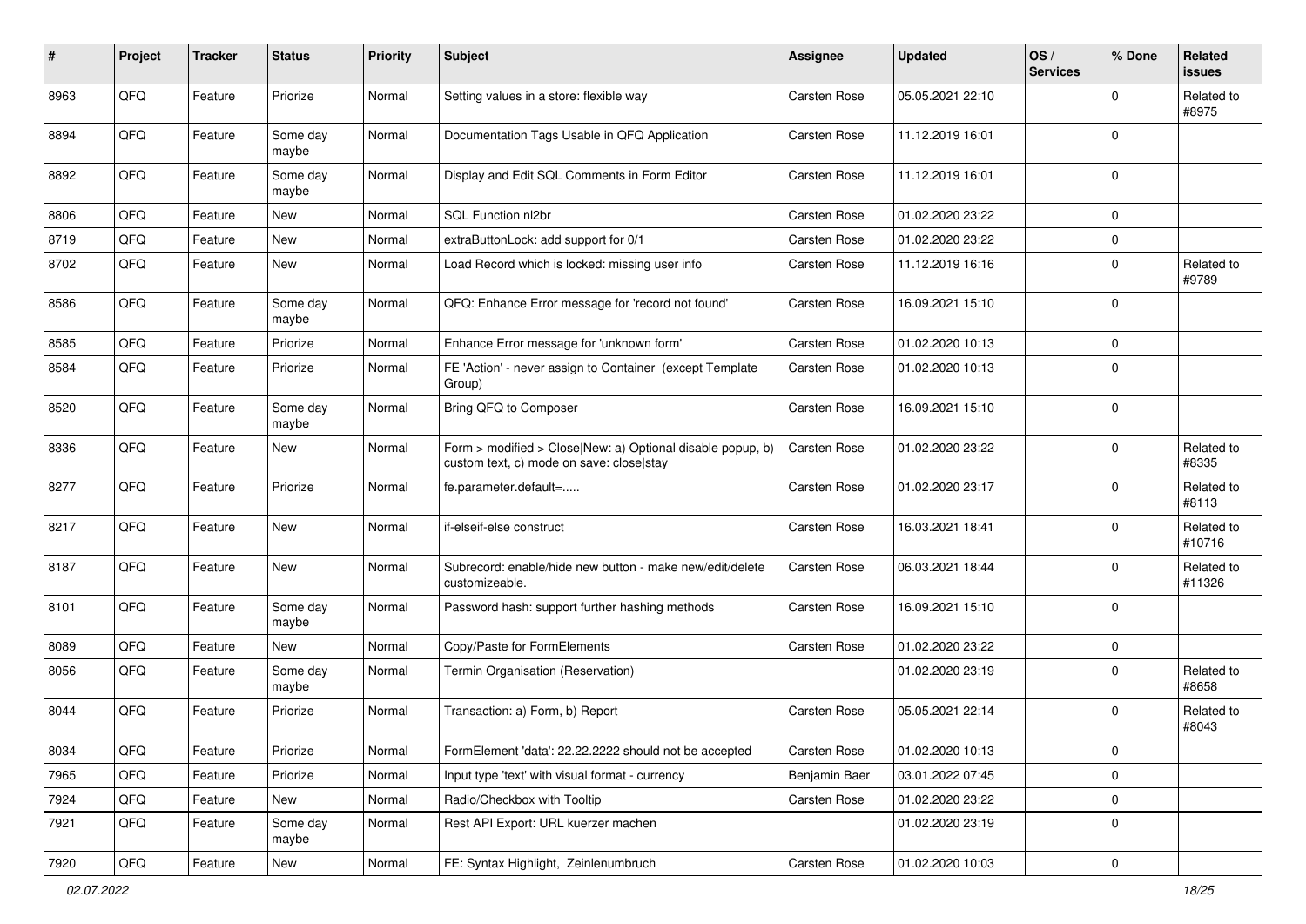| # | Project | Tracker | Status | Priority | Subject | Assignee | Updated | OS / Services | % Done | Related issues |
|---|---|---|---|---|---|---|---|---|---|---|
| 8963 | QFQ | Feature | Priorize | Normal | Setting values in a store: flexible way | Carsten Rose | 05.05.2021 22:10 | | 0 | Related to #8975 |
| 8894 | QFQ | Feature | Some day maybe | Normal | Documentation Tags Usable in QFQ Application | Carsten Rose | 11.12.2019 16:01 | | 0 | |
| 8892 | QFQ | Feature | Some day maybe | Normal | Display and Edit SQL Comments in Form Editor | Carsten Rose | 11.12.2019 16:01 | | 0 | |
| 8806 | QFQ | Feature | New | Normal | SQL Function nl2br | Carsten Rose | 01.02.2020 23:22 | | 0 | |
| 8719 | QFQ | Feature | New | Normal | extraButtonLock: add support for 0/1 | Carsten Rose | 01.02.2020 23:22 | | 0 | |
| 8702 | QFQ | Feature | New | Normal | Load Record which is locked: missing user info | Carsten Rose | 11.12.2019 16:16 | | 0 | Related to #9789 |
| 8586 | QFQ | Feature | Some day maybe | Normal | QFQ: Enhance Error message for 'record not found' | Carsten Rose | 16.09.2021 15:10 | | 0 | |
| 8585 | QFQ | Feature | Priorize | Normal | Enhance Error message for 'unknown form' | Carsten Rose | 01.02.2020 10:13 | | 0 | |
| 8584 | QFQ | Feature | Priorize | Normal | FE 'Action' - never assign to Container (except Template Group) | Carsten Rose | 01.02.2020 10:13 | | 0 | |
| 8520 | QFQ | Feature | Some day maybe | Normal | Bring QFQ to Composer | Carsten Rose | 16.09.2021 15:10 | | 0 | |
| 8336 | QFQ | Feature | New | Normal | Form > modified > Close\|New: a) Optional disable popup, b) custom text, c) mode on save: close\|stay | Carsten Rose | 01.02.2020 23:22 | | 0 | Related to #8335 |
| 8277 | QFQ | Feature | Priorize | Normal | fe.parameter.default=..... | Carsten Rose | 01.02.2020 23:17 | | 0 | Related to #8113 |
| 8217 | QFQ | Feature | New | Normal | if-elseif-else construct | Carsten Rose | 16.03.2021 18:41 | | 0 | Related to #10716 |
| 8187 | QFQ | Feature | New | Normal | Subrecord: enable/hide new button - make new/edit/delete customizeable. | Carsten Rose | 06.03.2021 18:44 | | 0 | Related to #11326 |
| 8101 | QFQ | Feature | Some day maybe | Normal | Password hash: support further hashing methods | Carsten Rose | 16.09.2021 15:10 | | 0 | |
| 8089 | QFQ | Feature | New | Normal | Copy/Paste for FormElements | Carsten Rose | 01.02.2020 23:22 | | 0 | |
| 8056 | QFQ | Feature | Some day maybe | Normal | Termin Organisation (Reservation) | | 01.02.2020 23:19 | | 0 | Related to #8658 |
| 8044 | QFQ | Feature | Priorize | Normal | Transaction: a) Form, b) Report | Carsten Rose | 05.05.2021 22:14 | | 0 | Related to #8043 |
| 8034 | QFQ | Feature | Priorize | Normal | FormElement 'data': 22.22.2222 should not be accepted | Carsten Rose | 01.02.2020 10:13 | | 0 | |
| 7965 | QFQ | Feature | Priorize | Normal | Input type 'text' with visual format - currency | Benjamin Baer | 03.01.2022 07:45 | | 0 | |
| 7924 | QFQ | Feature | New | Normal | Radio/Checkbox with Tooltip | Carsten Rose | 01.02.2020 23:22 | | 0 | |
| 7921 | QFQ | Feature | Some day maybe | Normal | Rest API Export: URL kuerzer machen | | 01.02.2020 23:19 | | 0 | |
| 7920 | QFQ | Feature | New | Normal | FE: Syntax Highlight, Zeinlenumbruch | Carsten Rose | 01.02.2020 10:03 | | 0 | |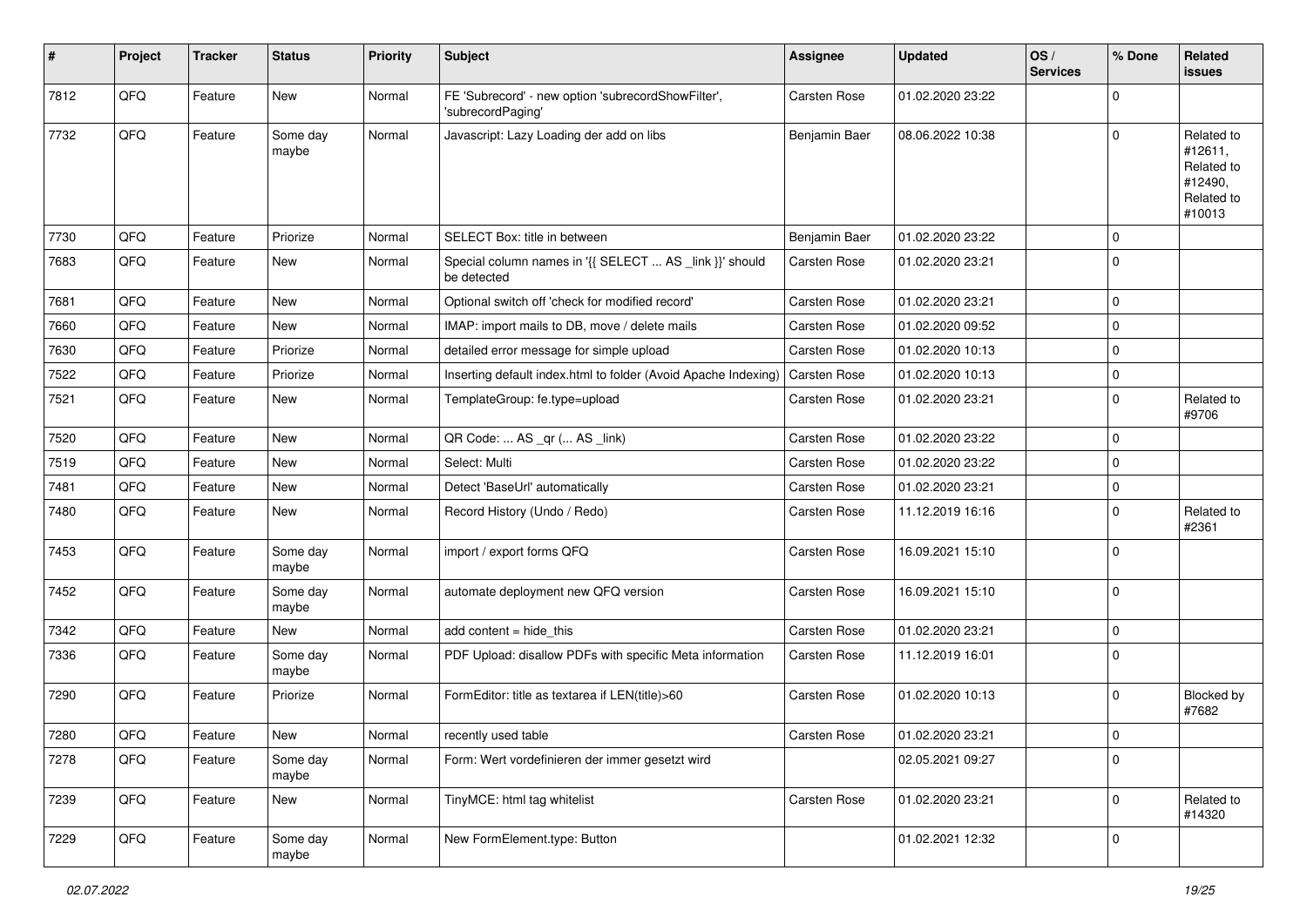| # | Project | Tracker | Status | Priority | Subject | Assignee | Updated | OS / Services | % Done | Related issues |
|---|---|---|---|---|---|---|---|---|---|---|
| 7812 | QFQ | Feature | New | Normal | FE 'Subrecord' - new option 'subrecordShowFilter', 'subrecordPaging' | Carsten Rose | 01.02.2020 23:22 | | 0 | |
| 7732 | QFQ | Feature | Some day maybe | Normal | Javascript: Lazy Loading der add on libs | Benjamin Baer | 08.06.2022 10:38 | | 0 | Related to #12611, Related to #12490, Related to #10013 |
| 7730 | QFQ | Feature | Priorize | Normal | SELECT Box: title in between | Benjamin Baer | 01.02.2020 23:22 | | 0 | |
| 7683 | QFQ | Feature | New | Normal | Special column names in '{{ SELECT ... AS _link }}' should be detected | Carsten Rose | 01.02.2020 23:21 | | 0 | |
| 7681 | QFQ | Feature | New | Normal | Optional switch off 'check for modified record' | Carsten Rose | 01.02.2020 23:21 | | 0 | |
| 7660 | QFQ | Feature | New | Normal | IMAP: import mails to DB, move / delete mails | Carsten Rose | 01.02.2020 09:52 | | 0 | |
| 7630 | QFQ | Feature | Priorize | Normal | detailed error message for simple upload | Carsten Rose | 01.02.2020 10:13 | | 0 | |
| 7522 | QFQ | Feature | Priorize | Normal | Inserting default index.html to folder (Avoid Apache Indexing) | Carsten Rose | 01.02.2020 10:13 | | 0 | |
| 7521 | QFQ | Feature | New | Normal | TemplateGroup: fe.type=upload | Carsten Rose | 01.02.2020 23:21 | | 0 | Related to #9706 |
| 7520 | QFQ | Feature | New | Normal | QR Code: ... AS _qr (... AS _link) | Carsten Rose | 01.02.2020 23:22 | | 0 | |
| 7519 | QFQ | Feature | New | Normal | Select: Multi | Carsten Rose | 01.02.2020 23:22 | | 0 | |
| 7481 | QFQ | Feature | New | Normal | Detect 'BaseUrl' automatically | Carsten Rose | 01.02.2020 23:21 | | 0 | |
| 7480 | QFQ | Feature | New | Normal | Record History (Undo / Redo) | Carsten Rose | 11.12.2019 16:16 | | 0 | Related to #2361 |
| 7453 | QFQ | Feature | Some day maybe | Normal | import / export forms QFQ | Carsten Rose | 16.09.2021 15:10 | | 0 | |
| 7452 | QFQ | Feature | Some day maybe | Normal | automate deployment new QFQ version | Carsten Rose | 16.09.2021 15:10 | | 0 | |
| 7342 | QFQ | Feature | New | Normal | add content = hide_this | Carsten Rose | 01.02.2020 23:21 | | 0 | |
| 7336 | QFQ | Feature | Some day maybe | Normal | PDF Upload: disallow PDFs with specific Meta information | Carsten Rose | 11.12.2019 16:01 | | 0 | |
| 7290 | QFQ | Feature | Priorize | Normal | FormEditor: title as textarea if LEN(title)>60 | Carsten Rose | 01.02.2020 10:13 | | 0 | Blocked by #7682 |
| 7280 | QFQ | Feature | New | Normal | recently used table | Carsten Rose | 01.02.2020 23:21 | | 0 | |
| 7278 | QFQ | Feature | Some day maybe | Normal | Form: Wert vordefinieren der immer gesetzt wird | | 02.05.2021 09:27 | | 0 | |
| 7239 | QFQ | Feature | New | Normal | TinyMCE: html tag whitelist | Carsten Rose | 01.02.2020 23:21 | | 0 | Related to #14320 |
| 7229 | QFQ | Feature | Some day maybe | Normal | New FormElement.type: Button | | 01.02.2021 12:32 | | 0 | |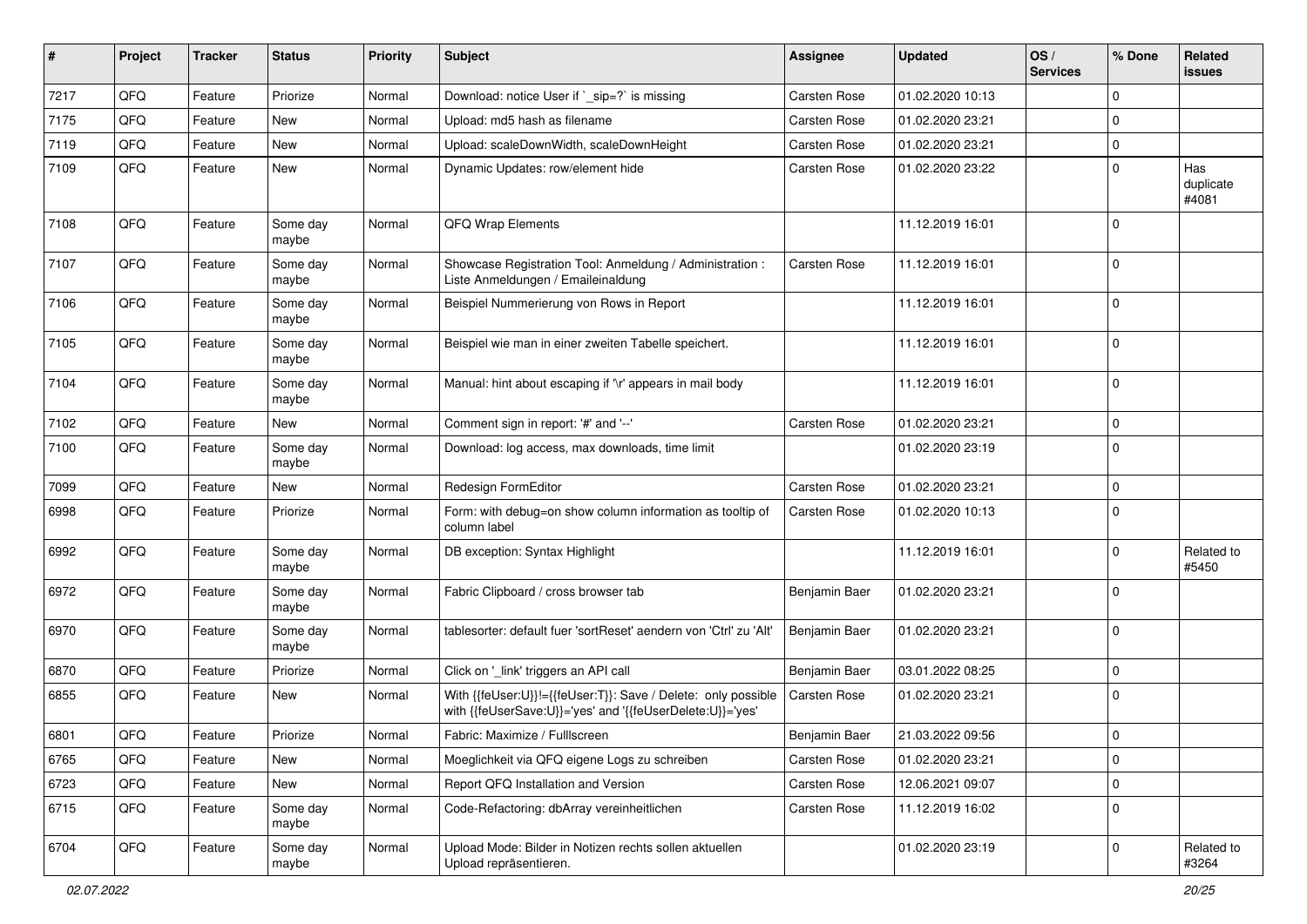| # | Project | Tracker | Status | Priority | Subject | Assignee | Updated | OS / Services | % Done | Related issues |
|---|---|---|---|---|---|---|---|---|---|---|
| 7217 | QFQ | Feature | Priorize | Normal | Download: notice User if `_sip=?` is missing | Carsten Rose | 01.02.2020 10:13 | | 0 | |
| 7175 | QFQ | Feature | New | Normal | Upload: md5 hash as filename | Carsten Rose | 01.02.2020 23:21 | | 0 | |
| 7119 | QFQ | Feature | New | Normal | Upload: scaleDownWidth, scaleDownHeight | Carsten Rose | 01.02.2020 23:21 | | 0 | |
| 7109 | QFQ | Feature | New | Normal | Dynamic Updates: row/element hide | Carsten Rose | 01.02.2020 23:22 | | 0 | Has duplicate #4081 |
| 7108 | QFQ | Feature | Some day maybe | Normal | QFQ Wrap Elements | | 11.12.2019 16:01 | | 0 | |
| 7107 | QFQ | Feature | Some day maybe | Normal | Showcase Registration Tool: Anmeldung / Administration : Liste Anmeldungen / Emaileinaldung | Carsten Rose | 11.12.2019 16:01 | | 0 | |
| 7106 | QFQ | Feature | Some day maybe | Normal | Beispiel Nummerierung von Rows in Report | | 11.12.2019 16:01 | | 0 | |
| 7105 | QFQ | Feature | Some day maybe | Normal | Beispiel wie man in einer zweiten Tabelle speichert. | | 11.12.2019 16:01 | | 0 | |
| 7104 | QFQ | Feature | Some day maybe | Normal | Manual: hint about escaping if '\r' appears in mail body | | 11.12.2019 16:01 | | 0 | |
| 7102 | QFQ | Feature | New | Normal | Comment sign in report: '#' and '--' | Carsten Rose | 01.02.2020 23:21 | | 0 | |
| 7100 | QFQ | Feature | Some day maybe | Normal | Download: log access, max downloads, time limit | | 01.02.2020 23:19 | | 0 | |
| 7099 | QFQ | Feature | New | Normal | Redesign FormEditor | Carsten Rose | 01.02.2020 23:21 | | 0 | |
| 6998 | QFQ | Feature | Priorize | Normal | Form: with debug=on show column information as tooltip of column label | Carsten Rose | 01.02.2020 10:13 | | 0 | |
| 6992 | QFQ | Feature | Some day maybe | Normal | DB exception: Syntax Highlight | | 11.12.2019 16:01 | | 0 | Related to #5450 |
| 6972 | QFQ | Feature | Some day maybe | Normal | Fabric Clipboard / cross browser tab | Benjamin Baer | 01.02.2020 23:21 | | 0 | |
| 6970 | QFQ | Feature | Some day maybe | Normal | tablesorter: default fuer 'sortReset' aendern von 'Ctrl' zu 'Alt' | Benjamin Baer | 01.02.2020 23:21 | | 0 | |
| 6870 | QFQ | Feature | Priorize | Normal | Click on '_link' triggers an API call | Benjamin Baer | 03.01.2022 08:25 | | 0 | |
| 6855 | QFQ | Feature | New | Normal | With {{feUser:U}}!={{feUser:T}}: Save / Delete: only possible with {{feUserSave:U}}='yes' and '{{feUserDelete:U}}='yes' | Carsten Rose | 01.02.2020 23:21 | | 0 | |
| 6801 | QFQ | Feature | Priorize | Normal | Fabric: Maximize / Fulllscreen | Benjamin Baer | 21.03.2022 09:56 | | 0 | |
| 6765 | QFQ | Feature | New | Normal | Moeglichkeit via QFQ eigene Logs zu schreiben | Carsten Rose | 01.02.2020 23:21 | | 0 | |
| 6723 | QFQ | Feature | New | Normal | Report QFQ Installation and Version | Carsten Rose | 12.06.2021 09:07 | | 0 | |
| 6715 | QFQ | Feature | Some day maybe | Normal | Code-Refactoring: dbArray vereinheitlichen | Carsten Rose | 11.12.2019 16:02 | | 0 | |
| 6704 | QFQ | Feature | Some day maybe | Normal | Upload Mode: Bilder in Notizen rechts sollen aktuellen Upload repräsentieren. | | 01.02.2020 23:19 | | 0 | Related to #3264 |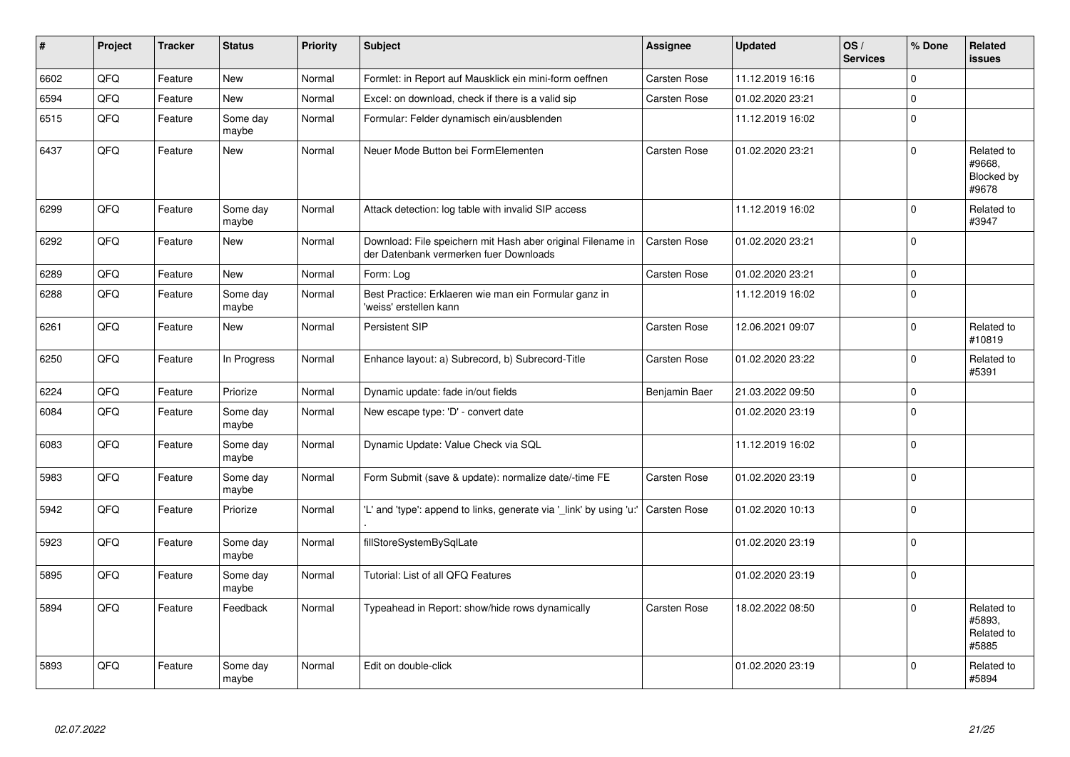| # | Project | Tracker | Status | Priority | Subject | Assignee | Updated | OS / Services | % Done | Related issues |
|---|---|---|---|---|---|---|---|---|---|---|
| 6602 | QFQ | Feature | New | Normal | Formlet: in Report auf Mausklick ein mini-form oeffnen | Carsten Rose | 11.12.2019 16:16 | | 0 | |
| 6594 | QFQ | Feature | New | Normal | Excel: on download, check if there is a valid sip | Carsten Rose | 01.02.2020 23:21 | | 0 | |
| 6515 | QFQ | Feature | Some day maybe | Normal | Formular: Felder dynamisch ein/ausblenden | | 11.12.2019 16:02 | | 0 | |
| 6437 | QFQ | Feature | New | Normal | Neuer Mode Button bei FormElementen | Carsten Rose | 01.02.2020 23:21 | | 0 | Related to #9668, Blocked by #9678 |
| 6299 | QFQ | Feature | Some day maybe | Normal | Attack detection: log table with invalid SIP access | | 11.12.2019 16:02 | | 0 | Related to #3947 |
| 6292 | QFQ | Feature | New | Normal | Download: File speichern mit Hash aber original Filename in der Datenbank vermerken fuer Downloads | Carsten Rose | 01.02.2020 23:21 | | 0 | |
| 6289 | QFQ | Feature | New | Normal | Form: Log | Carsten Rose | 01.02.2020 23:21 | | 0 | |
| 6288 | QFQ | Feature | Some day maybe | Normal | Best Practice: Erklaeren wie man ein Formular ganz in 'weiss' erstellen kann | | 11.12.2019 16:02 | | 0 | |
| 6261 | QFQ | Feature | New | Normal | Persistent SIP | Carsten Rose | 12.06.2021 09:07 | | 0 | Related to #10819 |
| 6250 | QFQ | Feature | In Progress | Normal | Enhance layout: a) Subrecord, b) Subrecord-Title | Carsten Rose | 01.02.2020 23:22 | | 0 | Related to #5391 |
| 6224 | QFQ | Feature | Priorize | Normal | Dynamic update: fade in/out fields | Benjamin Baer | 21.03.2022 09:50 | | 0 | |
| 6084 | QFQ | Feature | Some day maybe | Normal | New escape type: 'D' - convert date | | 01.02.2020 23:19 | | 0 | |
| 6083 | QFQ | Feature | Some day maybe | Normal | Dynamic Update: Value Check via SQL | | 11.12.2019 16:02 | | 0 | |
| 5983 | QFQ | Feature | Some day maybe | Normal | Form Submit (save & update): normalize date/-time FE | Carsten Rose | 01.02.2020 23:19 | | 0 | |
| 5942 | QFQ | Feature | Priorize | Normal | 'L' and 'type': append to links, generate via '_link' by using 'u:' . | Carsten Rose | 01.02.2020 10:13 | | 0 | |
| 5923 | QFQ | Feature | Some day maybe | Normal | fillStoreSystemBySqlLate | | 01.02.2020 23:19 | | 0 | |
| 5895 | QFQ | Feature | Some day maybe | Normal | Tutorial: List of all QFQ Features | | 01.02.2020 23:19 | | 0 | |
| 5894 | QFQ | Feature | Feedback | Normal | Typeahead in Report: show/hide rows dynamically | Carsten Rose | 18.02.2022 08:50 | | 0 | Related to #5893, Related to #5885 |
| 5893 | QFQ | Feature | Some day maybe | Normal | Edit on double-click | | 01.02.2020 23:19 | | 0 | Related to #5894 |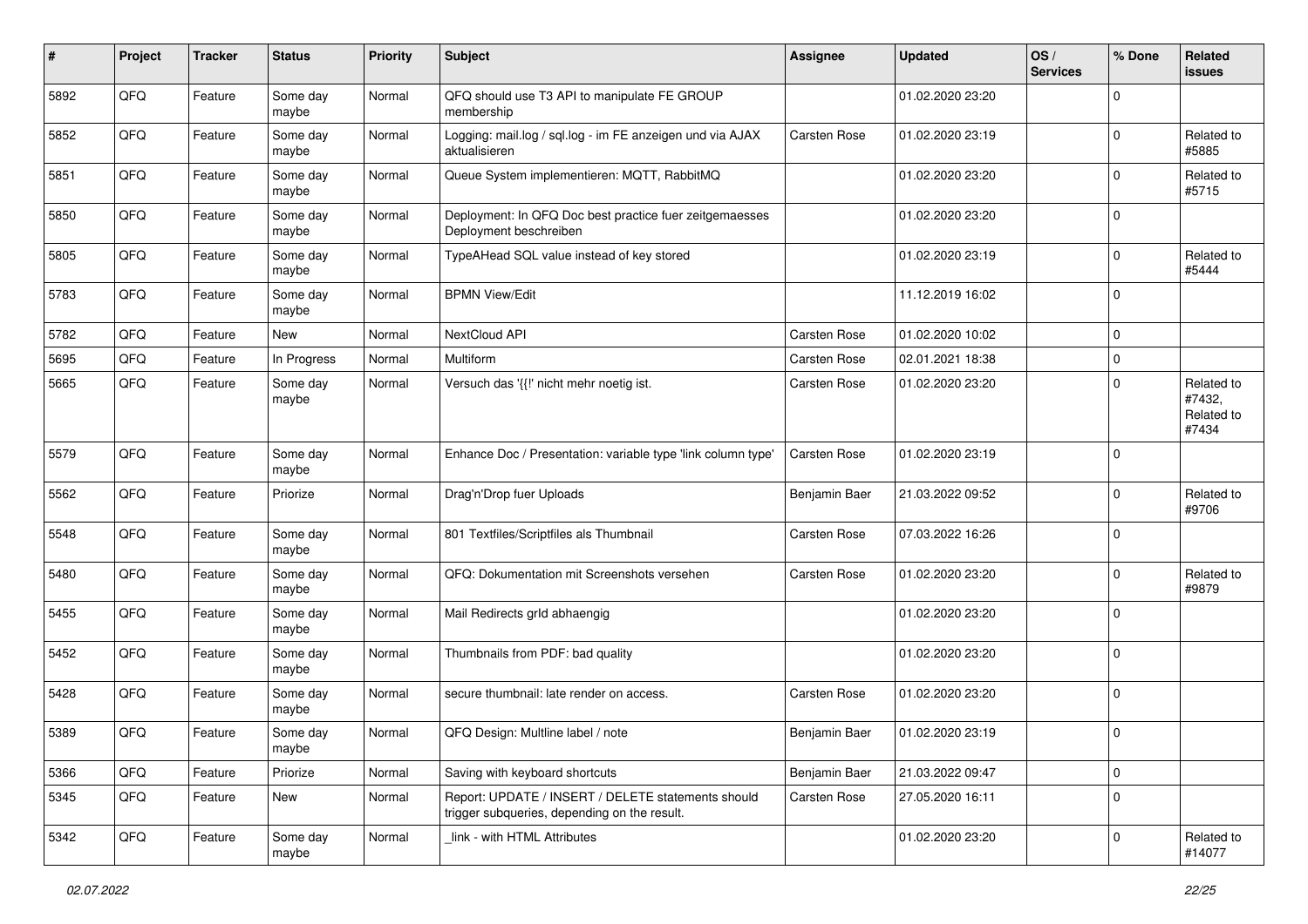| # | Project | Tracker | Status | Priority | Subject | Assignee | Updated | OS / Services | % Done | Related issues |
|---|---|---|---|---|---|---|---|---|---|---|
| 5892 | QFQ | Feature | Some day maybe | Normal | QFQ should use T3 API to manipulate FE GROUP membership | | 01.02.2020 23:20 | | 0 | |
| 5852 | QFQ | Feature | Some day maybe | Normal | Logging: mail.log / sql.log - im FE anzeigen und via AJAX aktualisieren | Carsten Rose | 01.02.2020 23:19 | | 0 | Related to #5885 |
| 5851 | QFQ | Feature | Some day maybe | Normal | Queue System implementieren: MQTT, RabbitMQ | | 01.02.2020 23:20 | | 0 | Related to #5715 |
| 5850 | QFQ | Feature | Some day maybe | Normal | Deployment: In QFQ Doc best practice fuer zeitgemaesses Deployment beschreiben | | 01.02.2020 23:20 | | 0 | |
| 5805 | QFQ | Feature | Some day maybe | Normal | TypeAHead SQL value instead of key stored | | 01.02.2020 23:19 | | 0 | Related to #5444 |
| 5783 | QFQ | Feature | Some day maybe | Normal | BPMN View/Edit | | 11.12.2019 16:02 | | 0 | |
| 5782 | QFQ | Feature | New | Normal | NextCloud API | Carsten Rose | 01.02.2020 10:02 | | 0 | |
| 5695 | QFQ | Feature | In Progress | Normal | Multiform | Carsten Rose | 02.01.2021 18:38 | | 0 | |
| 5665 | QFQ | Feature | Some day maybe | Normal | Versuch das '{{!' nicht mehr noetig ist. | Carsten Rose | 01.02.2020 23:20 | | 0 | Related to #7432, Related to #7434 |
| 5579 | QFQ | Feature | Some day maybe | Normal | Enhance Doc / Presentation: variable type 'link column type' | Carsten Rose | 01.02.2020 23:19 | | 0 | |
| 5562 | QFQ | Feature | Priorize | Normal | Drag'n'Drop fuer Uploads | Benjamin Baer | 21.03.2022 09:52 | | 0 | Related to #9706 |
| 5548 | QFQ | Feature | Some day maybe | Normal | 801 Textfiles/Scriptfiles als Thumbnail | Carsten Rose | 07.03.2022 16:26 | | 0 | |
| 5480 | QFQ | Feature | Some day maybe | Normal | QFQ: Dokumentation mit Screenshots versehen | Carsten Rose | 01.02.2020 23:20 | | 0 | Related to #9879 |
| 5455 | QFQ | Feature | Some day maybe | Normal | Mail Redirects grId abhaengig | | 01.02.2020 23:20 | | 0 | |
| 5452 | QFQ | Feature | Some day maybe | Normal | Thumbnails from PDF: bad quality | | 01.02.2020 23:20 | | 0 | |
| 5428 | QFQ | Feature | Some day maybe | Normal | secure thumbnail: late render on access. | Carsten Rose | 01.02.2020 23:20 | | 0 | |
| 5389 | QFQ | Feature | Some day maybe | Normal | QFQ Design: Multline label / note | Benjamin Baer | 01.02.2020 23:19 | | 0 | |
| 5366 | QFQ | Feature | Priorize | Normal | Saving with keyboard shortcuts | Benjamin Baer | 21.03.2022 09:47 | | 0 | |
| 5345 | QFQ | Feature | New | Normal | Report: UPDATE / INSERT / DELETE statements should trigger subqueries, depending on the result. | Carsten Rose | 27.05.2020 16:11 | | 0 | |
| 5342 | QFQ | Feature | Some day maybe | Normal | _link - with HTML Attributes | | 01.02.2020 23:20 | | 0 | Related to #14077 |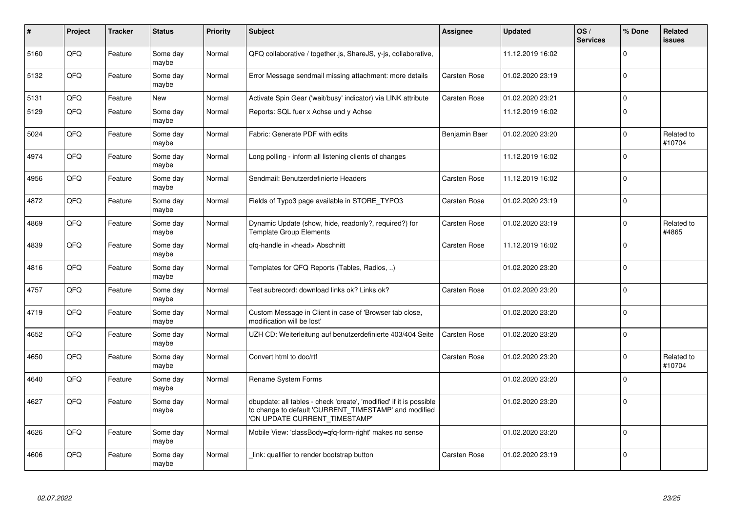| # | Project | Tracker | Status | Priority | Subject | Assignee | Updated | OS / Services | % Done | Related issues |
|---|---|---|---|---|---|---|---|---|---|---|
| 5160 | QFQ | Feature | Some day maybe | Normal | QFQ collaborative / together.js, ShareJS, y-js, collaborative, | | 11.12.2019 16:02 | | 0 | |
| 5132 | QFQ | Feature | Some day maybe | Normal | Error Message sendmail missing attachment: more details | Carsten Rose | 01.02.2020 23:19 | | 0 | |
| 5131 | QFQ | Feature | New | Normal | Activate Spin Gear ('wait/busy' indicator) via LINK attribute | Carsten Rose | 01.02.2020 23:21 | | 0 | |
| 5129 | QFQ | Feature | Some day maybe | Normal | Reports: SQL fuer x Achse und y Achse | | 11.12.2019 16:02 | | 0 | |
| 5024 | QFQ | Feature | Some day maybe | Normal | Fabric: Generate PDF with edits | Benjamin Baer | 01.02.2020 23:20 | | 0 | Related to #10704 |
| 4974 | QFQ | Feature | Some day maybe | Normal | Long polling - inform all listening clients of changes | | 11.12.2019 16:02 | | 0 | |
| 4956 | QFQ | Feature | Some day maybe | Normal | Sendmail: Benutzerdefinierte Headers | Carsten Rose | 11.12.2019 16:02 | | 0 | |
| 4872 | QFQ | Feature | Some day maybe | Normal | Fields of Typo3 page available in STORE_TYPO3 | Carsten Rose | 01.02.2020 23:19 | | 0 | |
| 4869 | QFQ | Feature | Some day maybe | Normal | Dynamic Update (show, hide, readonly?, required?) for Template Group Elements | Carsten Rose | 01.02.2020 23:19 | | 0 | Related to #4865 |
| 4839 | QFQ | Feature | Some day maybe | Normal | qfq-handle in <head> Abschnitt | Carsten Rose | 11.12.2019 16:02 | | 0 | |
| 4816 | QFQ | Feature | Some day maybe | Normal | Templates for QFQ Reports (Tables, Radios, ..) | | 01.02.2020 23:20 | | 0 | |
| 4757 | QFQ | Feature | Some day maybe | Normal | Test subrecord: download links ok? Links ok? | Carsten Rose | 01.02.2020 23:20 | | 0 | |
| 4719 | QFQ | Feature | Some day maybe | Normal | Custom Message in Client in case of 'Browser tab close, modification will be lost' | | 01.02.2020 23:20 | | 0 | |
| 4652 | QFQ | Feature | Some day maybe | Normal | UZH CD: Weiterleitung auf benutzerdefinierte 403/404 Seite | Carsten Rose | 01.02.2020 23:20 | | 0 | |
| 4650 | QFQ | Feature | Some day maybe | Normal | Convert html to doc/rtf | Carsten Rose | 01.02.2020 23:20 | | 0 | Related to #10704 |
| 4640 | QFQ | Feature | Some day maybe | Normal | Rename System Forms | | 01.02.2020 23:20 | | 0 | |
| 4627 | QFQ | Feature | Some day maybe | Normal | dbupdate: all tables - check 'create', 'modified' if it is possible to change to default 'CURRENT_TIMESTAMP' and modified 'ON UPDATE CURRENT_TIMESTAMP' | | 01.02.2020 23:20 | | 0 | |
| 4626 | QFQ | Feature | Some day maybe | Normal | Mobile View: 'classBody=qfq-form-right' makes no sense | | 01.02.2020 23:20 | | 0 | |
| 4606 | QFQ | Feature | Some day maybe | Normal | _link: qualifier to render bootstrap button | Carsten Rose | 01.02.2020 23:19 | | 0 | |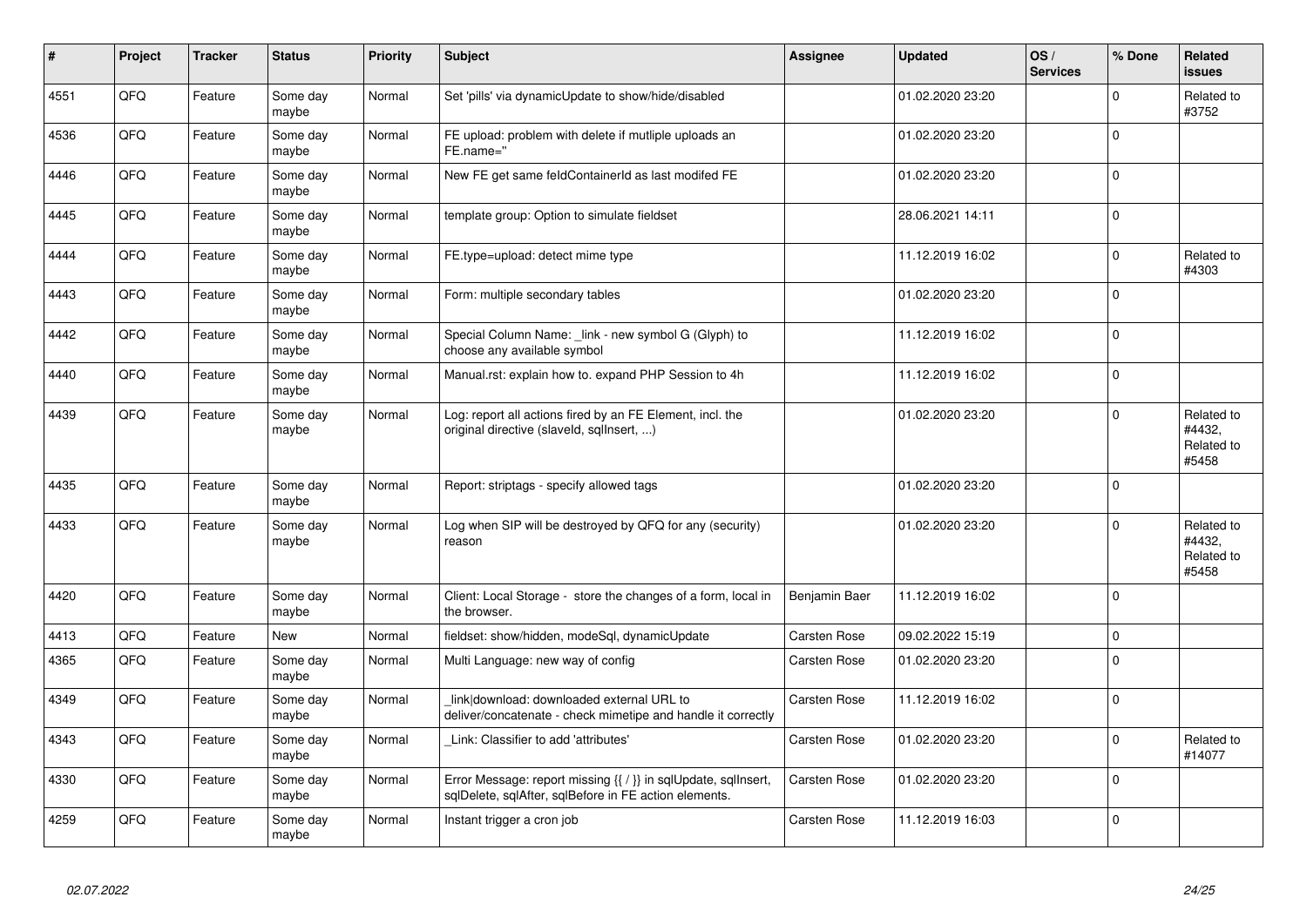| # | Project | Tracker | Status | Priority | Subject | Assignee | Updated | OS / Services | % Done | Related issues |
|---|---|---|---|---|---|---|---|---|---|---|
| 4551 | QFQ | Feature | Some day maybe | Normal | Set 'pills' via dynamicUpdate to show/hide/disabled | | 01.02.2020 23:20 | | 0 | Related to #3752 |
| 4536 | QFQ | Feature | Some day maybe | Normal | FE upload: problem with delete if mutliple uploads an FE.name=" | | 01.02.2020 23:20 | | 0 | |
| 4446 | QFQ | Feature | Some day maybe | Normal | New FE get same feldContainerId as last modifed FE | | 01.02.2020 23:20 | | 0 | |
| 4445 | QFQ | Feature | Some day maybe | Normal | template group: Option to simulate fieldset | | 28.06.2021 14:11 | | 0 | |
| 4444 | QFQ | Feature | Some day maybe | Normal | FE.type=upload: detect mime type | | 11.12.2019 16:02 | | 0 | Related to #4303 |
| 4443 | QFQ | Feature | Some day maybe | Normal | Form: multiple secondary tables | | 01.02.2020 23:20 | | 0 | |
| 4442 | QFQ | Feature | Some day maybe | Normal | Special Column Name: _link - new symbol G (Glyph) to choose any available symbol | | 11.12.2019 16:02 | | 0 | |
| 4440 | QFQ | Feature | Some day maybe | Normal | Manual.rst: explain how to. expand PHP Session to 4h | | 11.12.2019 16:02 | | 0 | |
| 4439 | QFQ | Feature | Some day maybe | Normal | Log: report all actions fired by an FE Element, incl. the original directive (slaveId, sqlInsert, ...) | | 01.02.2020 23:20 | | 0 | Related to #4432, Related to #5458 |
| 4435 | QFQ | Feature | Some day maybe | Normal | Report: striptags - specify allowed tags | | 01.02.2020 23:20 | | 0 | |
| 4433 | QFQ | Feature | Some day maybe | Normal | Log when SIP will be destroyed by QFQ for any (security) reason | | 01.02.2020 23:20 | | 0 | Related to #4432, Related to #5458 |
| 4420 | QFQ | Feature | Some day maybe | Normal | Client: Local Storage - store the changes of a form, local in the browser. | Benjamin Baer | 11.12.2019 16:02 | | 0 | |
| 4413 | QFQ | Feature | New | Normal | fieldset: show/hidden, modeSql, dynamicUpdate | Carsten Rose | 09.02.2022 15:19 | | 0 | |
| 4365 | QFQ | Feature | Some day maybe | Normal | Multi Language: new way of config | Carsten Rose | 01.02.2020 23:20 | | 0 | |
| 4349 | QFQ | Feature | Some day maybe | Normal | link\|download: downloaded external URL to deliver/concatenate - check mimetipe and handle it correctly | Carsten Rose | 11.12.2019 16:02 | | 0 | |
| 4343 | QFQ | Feature | Some day maybe | Normal | Link: Classifier to add 'attributes' | Carsten Rose | 01.02.2020 23:20 | | 0 | Related to #14077 |
| 4330 | QFQ | Feature | Some day maybe | Normal | Error Message: report missing {{ / }} in sqlUpdate, sqlInsert, sqlDelete, sqlAfter, sqlBefore in FE action elements. | Carsten Rose | 01.02.2020 23:20 | | 0 | |
| 4259 | QFQ | Feature | Some day maybe | Normal | Instant trigger a cron job | Carsten Rose | 11.12.2019 16:03 | | 0 | |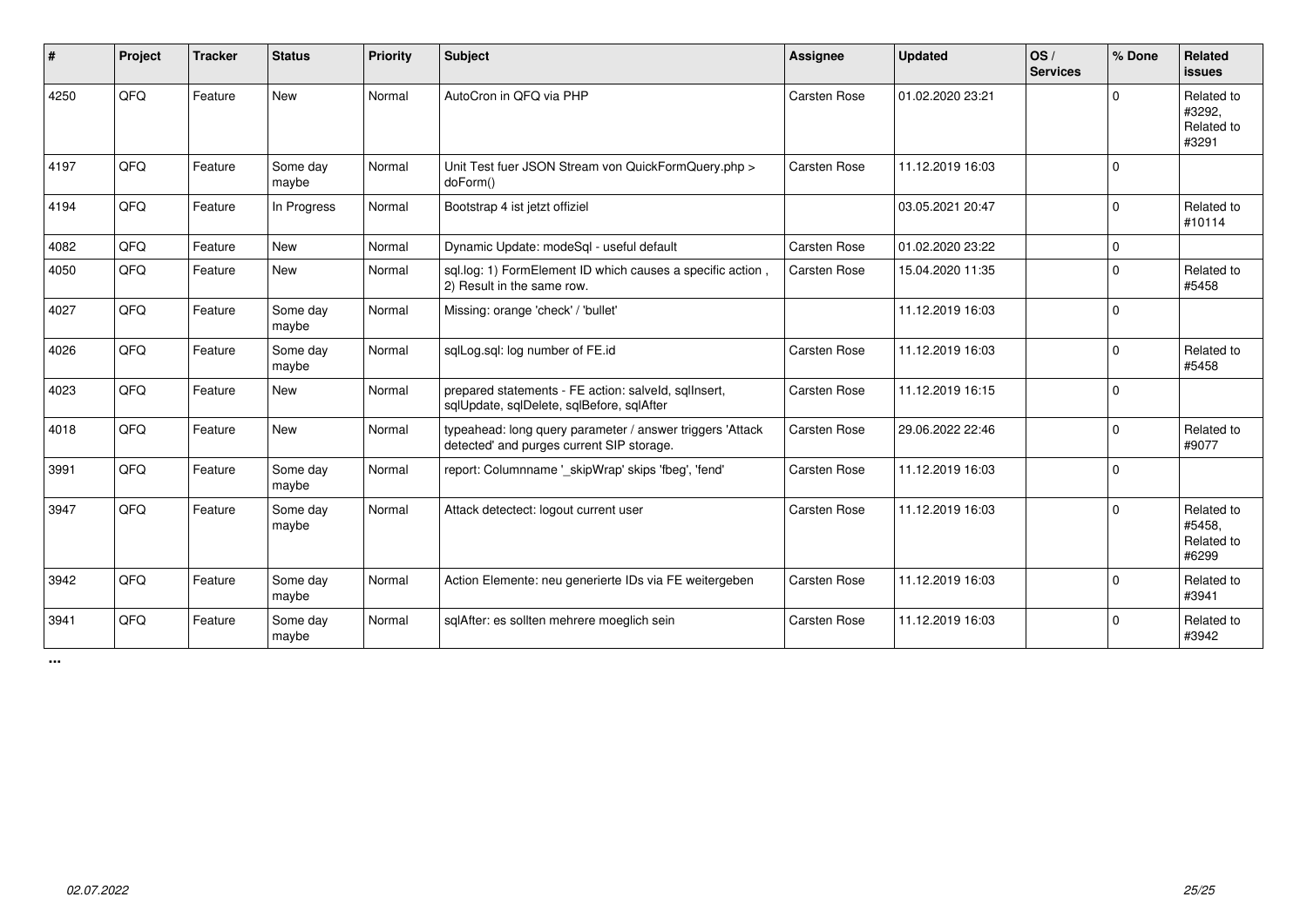| # | Project | Tracker | Status | Priority | Subject | Assignee | Updated | OS / Services | % Done | Related issues |
|---|---|---|---|---|---|---|---|---|---|---|
| 4250 | QFQ | Feature | New | Normal | AutoCron in QFQ via PHP | Carsten Rose | 01.02.2020 23:21 | | 0 | Related to #3292, Related to #3291 |
| 4197 | QFQ | Feature | Some day maybe | Normal | Unit Test fuer JSON Stream von QuickFormQuery.php > doForm() | Carsten Rose | 11.12.2019 16:03 | | 0 | |
| 4194 | QFQ | Feature | In Progress | Normal | Bootstrap 4 ist jetzt offiziel | | 03.05.2021 20:47 | | 0 | Related to #10114 |
| 4082 | QFQ | Feature | New | Normal | Dynamic Update: modeSql - useful default | Carsten Rose | 01.02.2020 23:22 | | 0 | |
| 4050 | QFQ | Feature | New | Normal | sql.log: 1) FormElement ID which causes a specific action , 2) Result in the same row. | Carsten Rose | 15.04.2020 11:35 | | 0 | Related to #5458 |
| 4027 | QFQ | Feature | Some day maybe | Normal | Missing: orange 'check' / 'bullet' | | 11.12.2019 16:03 | | 0 | |
| 4026 | QFQ | Feature | Some day maybe | Normal | sqlLog.sql: log number of FE.id | Carsten Rose | 11.12.2019 16:03 | | 0 | Related to #5458 |
| 4023 | QFQ | Feature | New | Normal | prepared statements - FE action: salveId, sqlInsert, sqlUpdate, sqlDelete, sqlBefore, sqlAfter | Carsten Rose | 11.12.2019 16:15 | | 0 | |
| 4018 | QFQ | Feature | New | Normal | typeahead: long query parameter / answer triggers 'Attack detected' and purges current SIP storage. | Carsten Rose | 29.06.2022 22:46 | | 0 | Related to #9077 |
| 3991 | QFQ | Feature | Some day maybe | Normal | report: Columnname '_skipWrap' skips 'fbeg', 'fend' | Carsten Rose | 11.12.2019 16:03 | | 0 | |
| 3947 | QFQ | Feature | Some day maybe | Normal | Attack detectect: logout current user | Carsten Rose | 11.12.2019 16:03 | | 0 | Related to #5458, Related to #6299 |
| 3942 | QFQ | Feature | Some day maybe | Normal | Action Elemente: neu generierte IDs via FE weitergeben | Carsten Rose | 11.12.2019 16:03 | | 0 | Related to #3941 |
| 3941 | QFQ | Feature | Some day maybe | Normal | sqlAfter: es sollten mehrere moeglich sein | Carsten Rose | 11.12.2019 16:03 | | 0 | Related to #3942 |

...